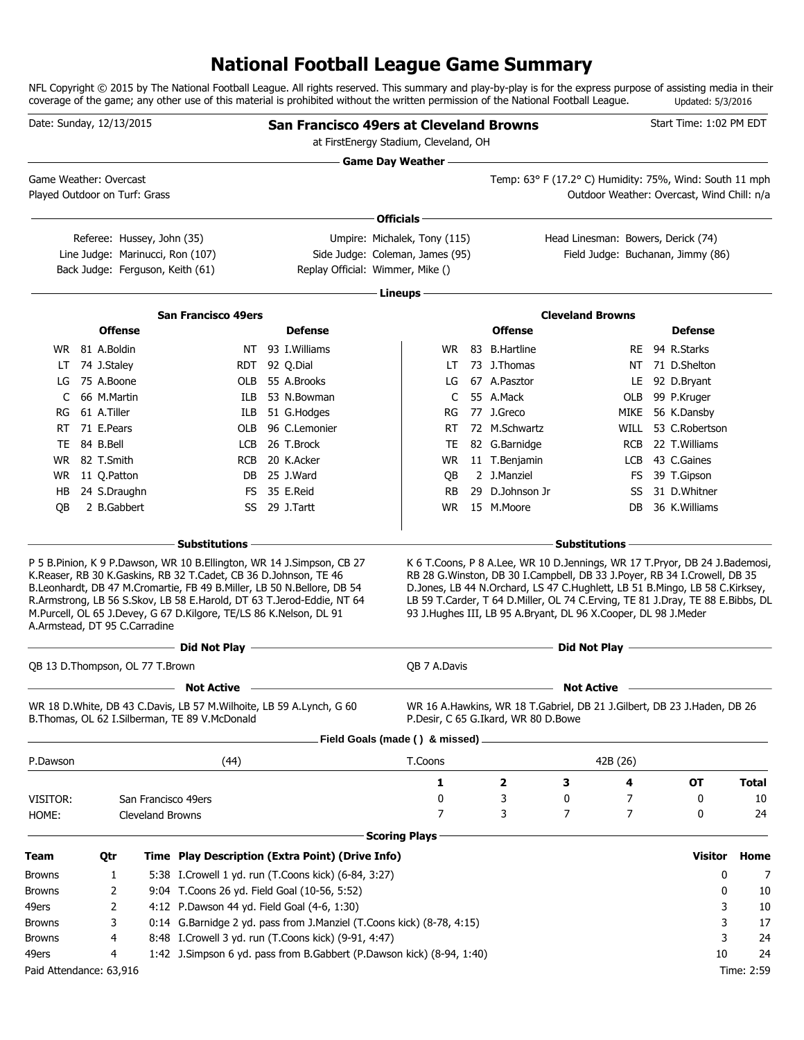# National Football League Game Summary

NFL Copyright © 2015 by The National Football League. All rights reserved. This summary and play-by-play is for the express purpose of assisting media in their coverage of the game; any other use of this material is prohibited without the written permission of the National Football League. Updated: 5/3/2016

Date: Sunday, 12/13/2015

## San Francisco 49ers at Cleveland Browns

at FirstEnergy Stadium, Cleveland, OH

Start Time: 1:02 PM EDT

### Game Day Weather

Game Weather: Overcast
Played Outdoor on Turf: Grass

Temp: 63° F (17.2° C) Humidity: 75%, Wind: South 11 mph
Outdoor Weather: Overcast, Wind Chill: n/a

### Officials

Referee: Hussey, John (35)
Umpire: Michalek, Tony (115)
Head Linesman: Bowers, Derick (74)
Line Judge: Marinucci, Ron (107)
Side Judge: Coleman, James (95)
Field Judge: Buchanan, Jimmy (86)
Back Judge: Ferguson, Keith (61)
Replay Official: Wimmer, Mike ()

### Lineups

**San Francisco 49ers**

| Offense | | | Defense | | |
|---|---|---|---|---|---|
| WR | 81 | A.Boldin | NT | 93 | I.Williams |
| LT | 74 | J.Staley | RDT | 92 | Q.Dial |
| LG | 75 | A.Boone | OLB | 55 | A.Brooks |
| C | 66 | M.Martin | ILB | 53 | N.Bowman |
| RG | 61 | A.Tiller | ILB | 51 | G.Hodges |
| RT | 71 | E.Pears | OLB | 96 | C.Lemonier |
| TE | 84 | B.Bell | LCB | 26 | T.Brock |
| WR | 82 | T.Smith | RCB | 20 | K.Acker |
| WR | 11 | Q.Patton | DB | 25 | J.Ward |
| HB | 24 | S.Draughn | FS | 35 | E.Reid |
| QB | 2 | B.Gabbert | SS | 29 | J.Tartt |

**Cleveland Browns**

| Offense | | | Defense | | |
|---|---|---|---|---|---|
| WR | 83 | B.Hartline | RE | 94 | R.Starks |
| LT | 73 | J.Thomas | NT | 71 | D.Shelton |
| LG | 67 | A.Pasztor | LE | 92 | D.Bryant |
| C | 55 | A.Mack | OLB | 99 | P.Kruger |
| RG | 77 | J.Greco | MIKE | 56 | K.Dansby |
| RT | 72 | M.Schwartz | WILL | 53 | C.Robertson |
| TE | 82 | G.Barnidge | RCB | 22 | T.Williams |
| WR | 11 | T.Benjamin | LCB | 43 | C.Gaines |
| QB | 2 | J.Manziel | FS | 39 | T.Gipson |
| RB | 29 | D.Johnson Jr | SS | 31 | D.Whitner |
| WR | 15 | M.Moore | DB | 36 | K.Williams |

### Substitutions

**San Francisco 49ers:** P 5 B.Pinion, K 9 P.Dawson, WR 10 B.Ellington, WR 14 J.Simpson, CB 27 K.Reaser, RB 30 K.Gaskins, RB 32 T.Cadet, CB 36 D.Johnson, TE 46 B.Leonhardt, DB 47 M.Cromartie, FB 49 B.Miller, LB 50 N.Bellore, DB 54 R.Armstrong, LB 56 S.Skov, LB 58 E.Harold, DT 63 T.Jerod-Eddie, NT 64 M.Purcell, OL 65 J.Devey, G 67 D.Kilgore, TE/LS 86 K.Nelson, DL 91 A.Armstead, DT 95 C.Carradine

**Cleveland Browns:** K 6 T.Coons, P 8 A.Lee, WR 10 D.Jennings, WR 17 T.Pryor, DB 24 J.Bademosi, RB 28 G.Winston, DB 30 I.Campbell, DB 33 J.Poyer, RB 34 I.Crowell, DB 35 D.Jones, LB 44 N.Orchard, LS 47 C.Hughlett, LB 51 B.Mingo, LB 58 C.Kirksey, LB 59 T.Carder, T 64 D.Miller, OL 74 C.Erving, TE 81 J.Dray, TE 88 E.Bibbs, DL 93 J.Hughes III, LB 95 A.Bryant, DL 96 X.Cooper, DL 98 J.Meder

### Did Not Play

**San Francisco 49ers:** QB 13 D.Thompson, OL 77 T.Brown

**Cleveland Browns:** QB 7 A.Davis

### Not Active

**San Francisco 49ers:** WR 18 D.White, DB 43 C.Davis, LB 57 M.Wilhoite, LB 59 A.Lynch, G 60 B.Thomas, OL 62 I.Silberman, TE 89 V.McDonald

**Cleveland Browns:** WR 16 A.Hawkins, WR 18 T.Gabriel, DB 21 J.Gilbert, DB 23 J.Haden, DB 26 P.Desir, C 65 G.Ikard, WR 80 D.Bowe

### Field Goals (made ( ) & missed)

| Player | Field Goals |
|---|---|
| P.Dawson | (44) |
| T.Coons | 42B (26) |

| | | 1 | 2 | 3 | 4 | OT | Total |
|---|---|---|---|---|---|---|---|
| VISITOR: | San Francisco 49ers | 0 | 3 | 0 | 7 | 0 | 10 |
| HOME: | Cleveland Browns | 7 | 3 | 7 | 7 | 0 | 24 |

### Scoring Plays

| Team | Qtr | Time | Play Description (Extra Point) (Drive Info) | Visitor | Home |
|---|---|---|---|---|---|
| Browns | 1 | 5:38 | I.Crowell 1 yd. run (T.Coons kick) (6-84, 3:27) | 0 | 7 |
| Browns | 2 | 9:04 | T.Coons 26 yd. Field Goal (10-56, 5:52) | 0 | 10 |
| 49ers | 2 | 4:12 | P.Dawson 44 yd. Field Goal (4-6, 1:30) | 3 | 10 |
| Browns | 3 | 0:14 | G.Barnidge 2 yd. pass from J.Manziel (T.Coons kick) (8-78, 4:15) | 3 | 17 |
| Browns | 4 | 8:48 | I.Crowell 3 yd. run (T.Coons kick) (9-91, 4:47) | 3 | 24 |
| 49ers | 4 | 1:42 | J.Simpson 6 yd. pass from B.Gabbert (P.Dawson kick) (8-94, 1:40) | 10 | 24 |

Paid Attendance: 63,916

Time: 2:59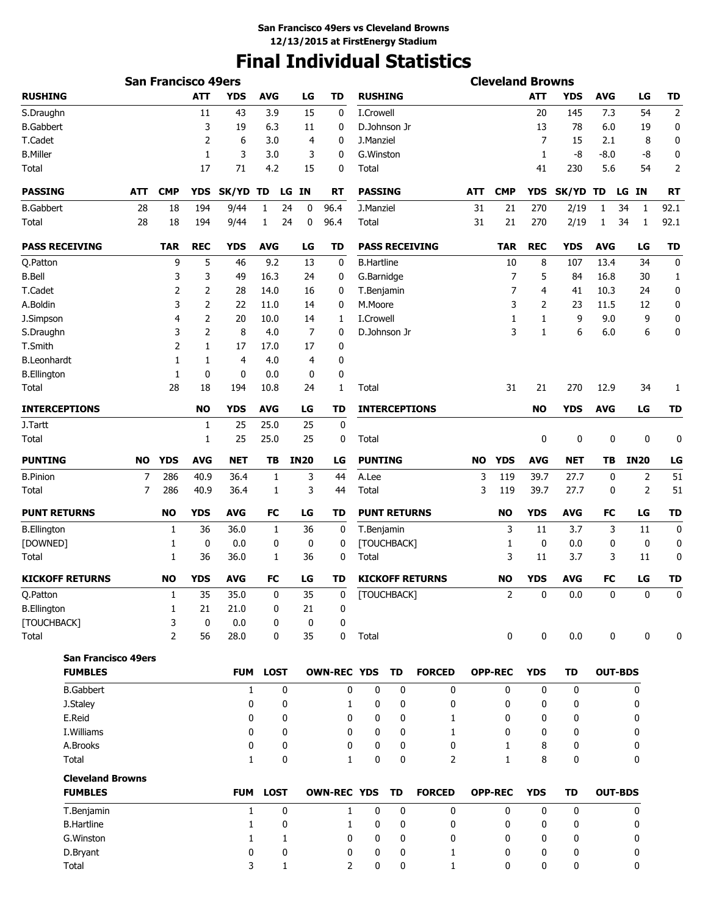**San Francisco 49ers vs Cleveland Browns**
**12/13/2015 at FirstEnergy Stadium**

# Final Individual Statistics

## San Francisco 49ers

| RUSHING | ATT | YDS | AVG | LG | TD |
|---|---|---|---|---|---|
| S.Draughn | 11 | 43 | 3.9 | 15 | 0 |
| B.Gabbert | 3 | 19 | 6.3 | 11 | 0 |
| T.Cadet | 2 | 6 | 3.0 | 4 | 0 |
| B.Miller | 1 | 3 | 3.0 | 3 | 0 |
| Total | 17 | 71 | 4.2 | 15 | 0 |

| PASSING | ATT | CMP | YDS | SK/YD | TD | LG | IN | RT |
|---|---|---|---|---|---|---|---|---|
| B.Gabbert | 28 | 18 | 194 | 9/44 | 1 | 24 | 0 | 96.4 |
| Total | 28 | 18 | 194 | 9/44 | 1 | 24 | 0 | 96.4 |

| PASS RECEIVING | TAR | REC | YDS | AVG | LG | TD |
|---|---|---|---|---|---|---|
| Q.Patton | 9 | 5 | 46 | 9.2 | 13 | 0 |
| B.Bell | 3 | 3 | 49 | 16.3 | 24 | 0 |
| T.Cadet | 2 | 2 | 28 | 14.0 | 16 | 0 |
| A.Boldin | 3 | 2 | 22 | 11.0 | 14 | 0 |
| J.Simpson | 4 | 2 | 20 | 10.0 | 14 | 1 |
| S.Draughn | 3 | 2 | 8 | 4.0 | 7 | 0 |
| T.Smith | 2 | 1 | 17 | 17.0 | 17 | 0 |
| B.Leonhardt | 1 | 1 | 4 | 4.0 | 4 | 0 |
| B.Ellington | 1 | 0 | 0 | 0.0 | 0 | 0 |
| Total | 28 | 18 | 194 | 10.8 | 24 | 1 |

| INTERCEPTIONS | NO | YDS | AVG | LG | TD |
|---|---|---|---|---|---|
| J.Tartt | 1 | 25 | 25.0 | 25 | 0 |
| Total | 1 | 25 | 25.0 | 25 | 0 |

| PUNTING | NO | YDS | AVG | NET | TB | IN20 | LG |
|---|---|---|---|---|---|---|---|
| B.Pinion | 7 | 286 | 40.9 | 36.4 | 1 | 3 | 44 |
| Total | 7 | 286 | 40.9 | 36.4 | 1 | 3 | 44 |

| PUNT RETURNS | NO | YDS | AVG | FC | LG | TD |
|---|---|---|---|---|---|---|
| B.Ellington | 1 | 36 | 36.0 | 1 | 36 | 0 |
| [DOWNED] | 1 | 0 | 0.0 | 0 | 0 | 0 |
| Total | 1 | 36 | 36.0 | 1 | 36 | 0 |

| KICKOFF RETURNS | NO | YDS | AVG | FC | LG | TD |
|---|---|---|---|---|---|---|
| Q.Patton | 1 | 35 | 35.0 | 0 | 35 | 0 |
| B.Ellington | 1 | 21 | 21.0 | 0 | 21 | 0 |
| [TOUCHBACK] | 3 | 0 | 0.0 | 0 | 0 | 0 |
| Total | 2 | 56 | 28.0 | 0 | 35 | 0 |

## Cleveland Browns

| RUSHING | ATT | YDS | AVG | LG | TD |
|---|---|---|---|---|---|
| I.Crowell | 20 | 145 | 7.3 | 54 | 2 |
| D.Johnson Jr | 13 | 78 | 6.0 | 19 | 0 |
| J.Manziel | 7 | 15 | 2.1 | 8 | 0 |
| G.Winston | 1 | -8 | -8.0 | -8 | 0 |
| Total | 41 | 230 | 5.6 | 54 | 2 |

| PASSING | ATT | CMP | YDS | SK/YD | TD | LG | IN | RT |
|---|---|---|---|---|---|---|---|---|
| J.Manziel | 31 | 21 | 270 | 2/19 | 1 | 34 | 1 | 92.1 |
| Total | 31 | 21 | 270 | 2/19 | 1 | 34 | 1 | 92.1 |

| PASS RECEIVING | TAR | REC | YDS | AVG | LG | TD |
|---|---|---|---|---|---|---|
| B.Hartline | 10 | 8 | 107 | 13.4 | 34 | 0 |
| G.Barnidge | 7 | 5 | 84 | 16.8 | 30 | 1 |
| T.Benjamin | 7 | 4 | 41 | 10.3 | 24 | 0 |
| M.Moore | 3 | 2 | 23 | 11.5 | 12 | 0 |
| I.Crowell | 1 | 1 | 9 | 9.0 | 9 | 0 |
| D.Johnson Jr | 3 | 1 | 6 | 6.0 | 6 | 0 |
| Total | 31 | 21 | 270 | 12.9 | 34 | 1 |

| INTERCEPTIONS | NO | YDS | AVG | LG | TD |
|---|---|---|---|---|---|
| Total | 0 | 0 | 0 | 0 | 0 |

| PUNTING | NO | YDS | AVG | NET | TB | IN20 | LG |
|---|---|---|---|---|---|---|---|
| A.Lee | 3 | 119 | 39.7 | 27.7 | 0 | 2 | 51 |
| Total | 3 | 119 | 39.7 | 27.7 | 0 | 2 | 51 |

| PUNT RETURNS | NO | YDS | AVG | FC | LG | TD |
|---|---|---|---|---|---|---|
| T.Benjamin | 3 | 11 | 3.7 | 3 | 11 | 0 |
| [TOUCHBACK] | 1 | 0 | 0.0 | 0 | 0 | 0 |
| Total | 3 | 11 | 3.7 | 3 | 11 | 0 |

| KICKOFF RETURNS | NO | YDS | AVG | FC | LG | TD |
|---|---|---|---|---|---|---|
| [TOUCHBACK] | 2 | 0 | 0.0 | 0 | 0 | 0 |
| Total | 0 | 0 | 0.0 | 0 | 0 | 0 |

## San Francisco 49ers

| FUMBLES | FUM | LOST | OWN-REC | YDS | TD | FORCED | OPP-REC | YDS | TD | OUT-BDS |
|---|---|---|---|---|---|---|---|---|---|---|
| B.Gabbert | 1 | 0 | 0 | 0 | 0 | 0 | 0 | 0 | 0 | 0 |
| J.Staley | 0 | 0 | 1 | 0 | 0 | 0 | 0 | 0 | 0 | 0 |
| E.Reid | 0 | 0 | 0 | 0 | 0 | 1 | 0 | 0 | 0 | 0 |
| I.Williams | 0 | 0 | 0 | 0 | 0 | 1 | 0 | 0 | 0 | 0 |
| A.Brooks | 0 | 0 | 0 | 0 | 0 | 0 | 1 | 8 | 0 | 0 |
| Total | 1 | 0 | 1 | 0 | 0 | 2 | 1 | 8 | 0 | 0 |

## Cleveland Browns

| FUMBLES | FUM | LOST | OWN-REC | YDS | TD | FORCED | OPP-REC | YDS | TD | OUT-BDS |
|---|---|---|---|---|---|---|---|---|---|---|
| T.Benjamin | 1 | 0 | 1 | 0 | 0 | 0 | 0 | 0 | 0 | 0 |
| B.Hartline | 1 | 0 | 1 | 0 | 0 | 0 | 0 | 0 | 0 | 0 |
| G.Winston | 1 | 1 | 0 | 0 | 0 | 0 | 0 | 0 | 0 | 0 |
| D.Bryant | 0 | 0 | 0 | 0 | 0 | 1 | 0 | 0 | 0 | 0 |
| Total | 3 | 1 | 2 | 0 | 0 | 1 | 0 | 0 | 0 | 0 |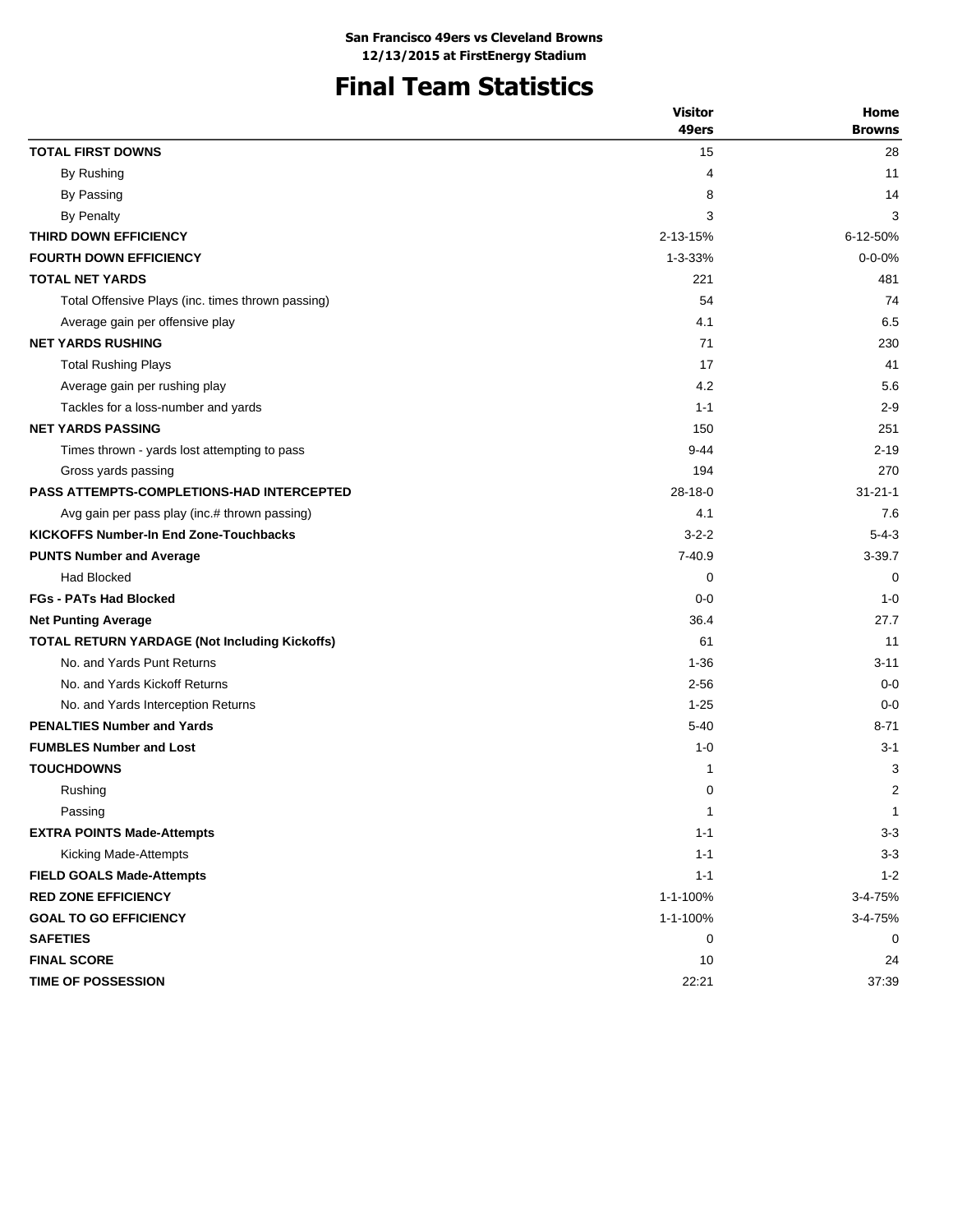**San Francisco 49ers vs Cleveland Browns**
**12/13/2015 at FirstEnergy Stadium**

# Final Team Statistics

| | Visitor 49ers | Home Browns |
|---|---|---|
| **TOTAL FIRST DOWNS** | 15 | 28 |
| By Rushing | 4 | 11 |
| By Passing | 8 | 14 |
| By Penalty | 3 | 3 |
| **THIRD DOWN EFFICIENCY** | 2-13-15% | 6-12-50% |
| **FOURTH DOWN EFFICIENCY** | 1-3-33% | 0-0-0% |
| **TOTAL NET YARDS** | 221 | 481 |
| Total Offensive Plays (inc. times thrown passing) | 54 | 74 |
| Average gain per offensive play | 4.1 | 6.5 |
| **NET YARDS RUSHING** | 71 | 230 |
| Total Rushing Plays | 17 | 41 |
| Average gain per rushing play | 4.2 | 5.6 |
| Tackles for a loss-number and yards | 1-1 | 2-9 |
| **NET YARDS PASSING** | 150 | 251 |
| Times thrown - yards lost attempting to pass | 9-44 | 2-19 |
| Gross yards passing | 194 | 270 |
| **PASS ATTEMPTS-COMPLETIONS-HAD INTERCEPTED** | 28-18-0 | 31-21-1 |
| Avg gain per pass play (inc.# thrown passing) | 4.1 | 7.6 |
| **KICKOFFS Number-In End Zone-Touchbacks** | 3-2-2 | 5-4-3 |
| **PUNTS Number and Average** | 7-40.9 | 3-39.7 |
| Had Blocked | 0 | 0 |
| **FGs - PATs Had Blocked** | 0-0 | 1-0 |
| **Net Punting Average** | 36.4 | 27.7 |
| **TOTAL RETURN YARDAGE (Not Including Kickoffs)** | 61 | 11 |
| No. and Yards Punt Returns | 1-36 | 3-11 |
| No. and Yards Kickoff Returns | 2-56 | 0-0 |
| No. and Yards Interception Returns | 1-25 | 0-0 |
| **PENALTIES Number and Yards** | 5-40 | 8-71 |
| **FUMBLES Number and Lost** | 1-0 | 3-1 |
| **TOUCHDOWNS** | 1 | 3 |
| Rushing | 0 | 2 |
| Passing | 1 | 1 |
| **EXTRA POINTS Made-Attempts** | 1-1 | 3-3 |
| Kicking Made-Attempts | 1-1 | 3-3 |
| **FIELD GOALS Made-Attempts** | 1-1 | 1-2 |
| **RED ZONE EFFICIENCY** | 1-1-100% | 3-4-75% |
| **GOAL TO GO EFFICIENCY** | 1-1-100% | 3-4-75% |
| **SAFETIES** | 0 | 0 |
| **FINAL SCORE** | 10 | 24 |
| **TIME OF POSSESSION** | 22:21 | 37:39 |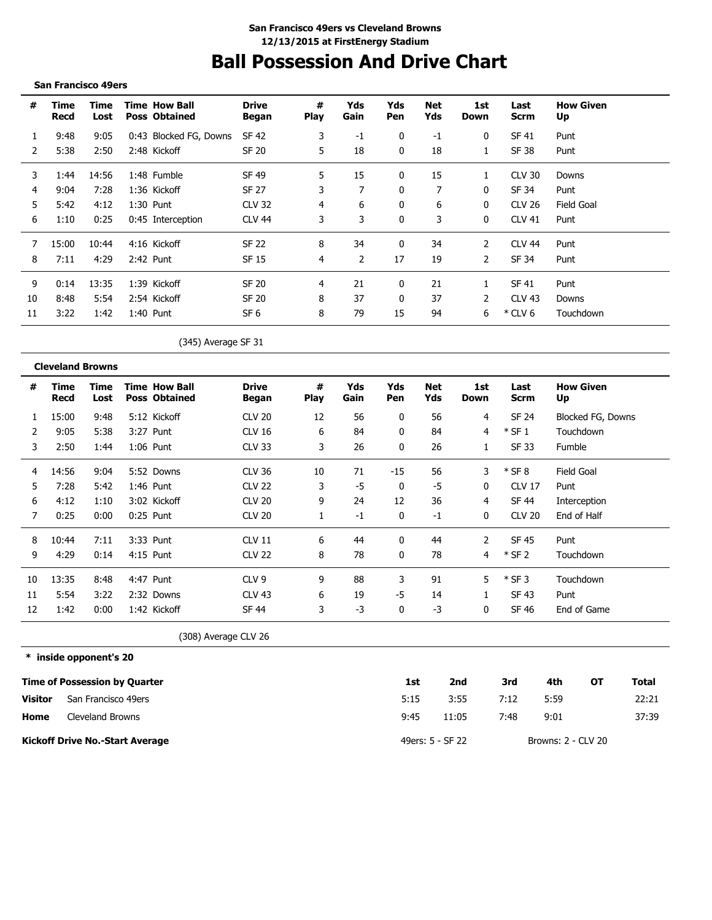**San Francisco 49ers vs Cleveland Browns**
**12/13/2015 at FirstEnergy Stadium**

# Ball Possession And Drive Chart

**San Francisco 49ers**

| # | Time Recd | Time Lost | Time Poss | How Ball Obtained | Drive Began | # Play | Yds Gain | Yds Pen | Net Yds | 1st Down | Last Scrm | How Given Up |
|---|---|---|---|---|---|---|---|---|---|---|---|---|
| 1 | 9:48 | 9:05 | 0:43 | Blocked FG, Downs | SF 42 | 3 | -1 | 0 | -1 | 0 | SF 41 | Punt |
| 2 | 5:38 | 2:50 | 2:48 | Kickoff | SF 20 | 5 | 18 | 0 | 18 | 1 | SF 38 | Punt |
| 3 | 1:44 | 14:56 | 1:48 | Fumble | SF 49 | 5 | 15 | 0 | 15 | 1 | CLV 30 | Downs |
| 4 | 9:04 | 7:28 | 1:36 | Kickoff | SF 27 | 3 | 7 | 0 | 7 | 0 | SF 34 | Punt |
| 5 | 5:42 | 4:12 | 1:30 | Punt | CLV 32 | 4 | 6 | 0 | 6 | 0 | CLV 26 | Field Goal |
| 6 | 1:10 | 0:25 | 0:45 | Interception | CLV 44 | 3 | 3 | 0 | 3 | 0 | CLV 41 | Punt |
| 7 | 15:00 | 10:44 | 4:16 | Kickoff | SF 22 | 8 | 34 | 0 | 34 | 2 | CLV 44 | Punt |
| 8 | 7:11 | 4:29 | 2:42 | Punt | SF 15 | 4 | 2 | 17 | 19 | 2 | SF 34 | Punt |
| 9 | 0:14 | 13:35 | 1:39 | Kickoff | SF 20 | 4 | 21 | 0 | 21 | 1 | SF 41 | Punt |
| 10 | 8:48 | 5:54 | 2:54 | Kickoff | SF 20 | 8 | 37 | 0 | 37 | 2 | CLV 43 | Downs |
| 11 | 3:22 | 1:42 | 1:40 | Punt | SF 6 | 8 | 79 | 15 | 94 | 6 | * CLV 6 | Touchdown |

(345) Average SF 31

**Cleveland Browns**

| # | Time Recd | Time Lost | Time Poss | How Ball Obtained | Drive Began | # Play | Yds Gain | Yds Pen | Net Yds | 1st Down | Last Scrm | How Given Up |
|---|---|---|---|---|---|---|---|---|---|---|---|---|
| 1 | 15:00 | 9:48 | 5:12 | Kickoff | CLV 20 | 12 | 56 | 0 | 56 | 4 | SF 24 | Blocked FG, Downs |
| 2 | 9:05 | 5:38 | 3:27 | Punt | CLV 16 | 6 | 84 | 0 | 84 | 4 | * SF 1 | Touchdown |
| 3 | 2:50 | 1:44 | 1:06 | Punt | CLV 33 | 3 | 26 | 0 | 26 | 1 | SF 33 | Fumble |
| 4 | 14:56 | 9:04 | 5:52 | Downs | CLV 36 | 10 | 71 | -15 | 56 | 3 | * SF 8 | Field Goal |
| 5 | 7:28 | 5:42 | 1:46 | Punt | CLV 22 | 3 | -5 | 0 | -5 | 0 | CLV 17 | Punt |
| 6 | 4:12 | 1:10 | 3:02 | Kickoff | CLV 20 | 9 | 24 | 12 | 36 | 4 | SF 44 | Interception |
| 7 | 0:25 | 0:00 | 0:25 | Punt | CLV 20 | 1 | -1 | 0 | -1 | 0 | CLV 20 | End of Half |
| 8 | 10:44 | 7:11 | 3:33 | Punt | CLV 11 | 6 | 44 | 0 | 44 | 2 | SF 45 | Punt |
| 9 | 4:29 | 0:14 | 4:15 | Punt | CLV 22 | 8 | 78 | 0 | 78 | 4 | * SF 2 | Touchdown |
| 10 | 13:35 | 8:48 | 4:47 | Punt | CLV 9 | 9 | 88 | 3 | 91 | 5 | * SF 3 | Touchdown |
| 11 | 5:54 | 3:22 | 2:32 | Downs | CLV 43 | 6 | 19 | -5 | 14 | 1 | SF 43 | Punt |
| 12 | 1:42 | 0:00 | 1:42 | Kickoff | SF 44 | 3 | -3 | 0 | -3 | 0 | SF 46 | End of Game |

(308) Average CLV 26

**\* inside opponent's 20**

| Time of Possession by Quarter | | 1st | 2nd | 3rd | 4th | OT | Total |
|---|---|---|---|---|---|---|---|
| **Visitor** | San Francisco 49ers | 5:15 | 3:55 | 7:12 | 5:59 | | 22:21 |
| **Home** | Cleveland Browns | 9:45 | 11:05 | 7:48 | 9:01 | | 37:39 |

**Kickoff Drive No.-Start Average** — 49ers: 5 - SF 22 — Browns: 2 - CLV 20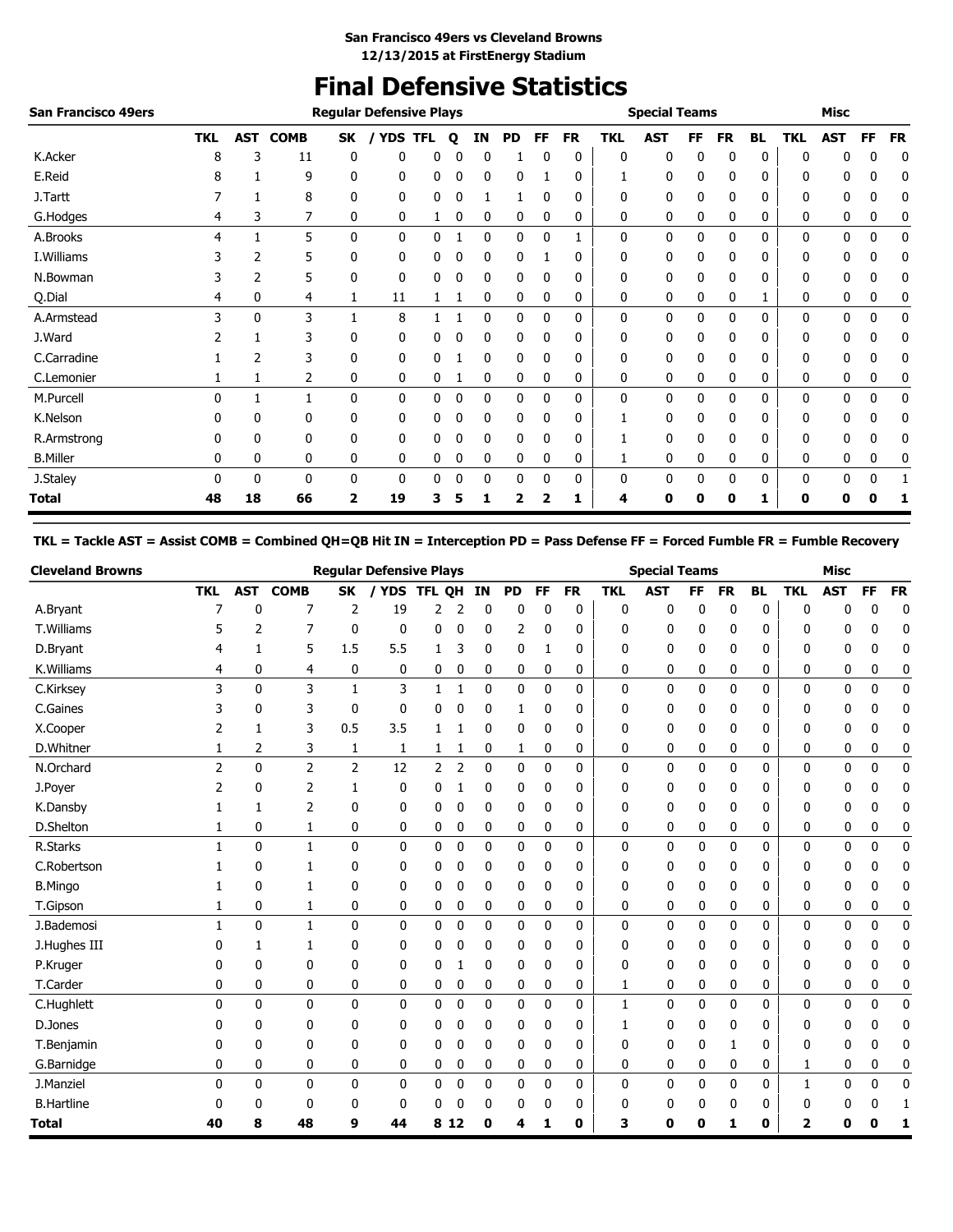**San Francisco 49ers vs Cleveland Browns**
**12/13/2015 at FirstEnergy Stadium**

# Final Defensive Statistics

| San Francisco 49ers | Regular Defensive Plays | | | | | | | | | | | Special Teams | | | | | Misc | | | |
|---|---|---|---|---|---|---|---|---|---|---|---|---|---|---|---|---|---|---|---|---|
| | TKL | AST | COMB | SK | / YDS | TFL | Q | IN | PD | FF | FR | TKL | AST | FF | FR | BL | TKL | AST | FF | FR |
| K.Acker | 8 | 3 | 11 | 0 | 0 | 0 | 0 | 0 | 1 | 0 | 0 | 0 | 0 | 0 | 0 | 0 | 0 | 0 | 0 | 0 |
| E.Reid | 8 | 1 | 9 | 0 | 0 | 0 | 0 | 0 | 0 | 1 | 0 | 1 | 0 | 0 | 0 | 0 | 0 | 0 | 0 | 0 |
| J.Tartt | 7 | 1 | 8 | 0 | 0 | 0 | 0 | 1 | 1 | 0 | 0 | 0 | 0 | 0 | 0 | 0 | 0 | 0 | 0 | 0 |
| G.Hodges | 4 | 3 | 7 | 0 | 0 | 1 | 0 | 0 | 0 | 0 | 0 | 0 | 0 | 0 | 0 | 0 | 0 | 0 | 0 | 0 |
| A.Brooks | 4 | 1 | 5 | 0 | 0 | 0 | 1 | 0 | 0 | 0 | 1 | 0 | 0 | 0 | 0 | 0 | 0 | 0 | 0 | 0 |
| I.Williams | 3 | 2 | 5 | 0 | 0 | 0 | 0 | 0 | 0 | 1 | 0 | 0 | 0 | 0 | 0 | 0 | 0 | 0 | 0 | 0 |
| N.Bowman | 3 | 2 | 5 | 0 | 0 | 0 | 0 | 0 | 0 | 0 | 0 | 0 | 0 | 0 | 0 | 0 | 0 | 0 | 0 | 0 |
| Q.Dial | 4 | 0 | 4 | 1 | 11 | 1 | 1 | 0 | 0 | 0 | 0 | 0 | 0 | 0 | 0 | 1 | 0 | 0 | 0 | 0 |
| A.Armstead | 3 | 0 | 3 | 1 | 8 | 1 | 1 | 0 | 0 | 0 | 0 | 0 | 0 | 0 | 0 | 0 | 0 | 0 | 0 | 0 |
| J.Ward | 2 | 1 | 3 | 0 | 0 | 0 | 0 | 0 | 0 | 0 | 0 | 0 | 0 | 0 | 0 | 0 | 0 | 0 | 0 | 0 |
| C.Carradine | 1 | 2 | 3 | 0 | 0 | 0 | 1 | 0 | 0 | 0 | 0 | 0 | 0 | 0 | 0 | 0 | 0 | 0 | 0 | 0 |
| C.Lemonier | 1 | 1 | 2 | 0 | 0 | 0 | 1 | 0 | 0 | 0 | 0 | 0 | 0 | 0 | 0 | 0 | 0 | 0 | 0 | 0 |
| M.Purcell | 0 | 1 | 1 | 0 | 0 | 0 | 0 | 0 | 0 | 0 | 0 | 0 | 0 | 0 | 0 | 0 | 0 | 0 | 0 | 0 |
| K.Nelson | 0 | 0 | 0 | 0 | 0 | 0 | 0 | 0 | 0 | 0 | 0 | 1 | 0 | 0 | 0 | 0 | 0 | 0 | 0 | 0 |
| R.Armstrong | 0 | 0 | 0 | 0 | 0 | 0 | 0 | 0 | 0 | 0 | 0 | 1 | 0 | 0 | 0 | 0 | 0 | 0 | 0 | 0 |
| B.Miller | 0 | 0 | 0 | 0 | 0 | 0 | 0 | 0 | 0 | 0 | 0 | 1 | 0 | 0 | 0 | 0 | 0 | 0 | 0 | 0 |
| J.Staley | 0 | 0 | 0 | 0 | 0 | 0 | 0 | 0 | 0 | 0 | 0 | 0 | 0 | 0 | 0 | 0 | 0 | 0 | 0 | 1 |
| **Total** | **48** | **18** | **66** | **2** | **19** | **3** | **5** | **1** | **2** | **2** | **1** | **4** | **0** | **0** | **0** | **1** | **0** | **0** | **0** | **1** |

**TKL = Tackle AST = Assist COMB = Combined QH=QB Hit IN = Interception PD = Pass Defense FF = Forced Fumble FR = Fumble Recovery**

| Cleveland Browns | Regular Defensive Plays | | | | | | | | | | | Special Teams | | | | | Misc | | | |
|---|---|---|---|---|---|---|---|---|---|---|---|---|---|---|---|---|---|---|---|---|
| | TKL | AST | COMB | SK | / YDS | TFL | QH | IN | PD | FF | FR | TKL | AST | FF | FR | BL | TKL | AST | FF | FR |
| A.Bryant | 7 | 0 | 7 | 2 | 19 | 2 | 2 | 0 | 0 | 0 | 0 | 0 | 0 | 0 | 0 | 0 | 0 | 0 | 0 | 0 |
| T.Williams | 5 | 2 | 7 | 0 | 0 | 0 | 0 | 0 | 2 | 0 | 0 | 0 | 0 | 0 | 0 | 0 | 0 | 0 | 0 | 0 |
| D.Bryant | 4 | 1 | 5 | 1.5 | 5.5 | 1 | 3 | 0 | 0 | 1 | 0 | 0 | 0 | 0 | 0 | 0 | 0 | 0 | 0 | 0 |
| K.Williams | 4 | 0 | 4 | 0 | 0 | 0 | 0 | 0 | 0 | 0 | 0 | 0 | 0 | 0 | 0 | 0 | 0 | 0 | 0 | 0 |
| C.Kirksey | 3 | 0 | 3 | 1 | 3 | 1 | 1 | 0 | 0 | 0 | 0 | 0 | 0 | 0 | 0 | 0 | 0 | 0 | 0 | 0 |
| C.Gaines | 3 | 0 | 3 | 0 | 0 | 0 | 0 | 0 | 1 | 0 | 0 | 0 | 0 | 0 | 0 | 0 | 0 | 0 | 0 | 0 |
| X.Cooper | 2 | 1 | 3 | 0.5 | 3.5 | 1 | 1 | 0 | 0 | 0 | 0 | 0 | 0 | 0 | 0 | 0 | 0 | 0 | 0 | 0 |
| D.Whitner | 1 | 2 | 3 | 1 | 1 | 1 | 1 | 0 | 1 | 0 | 0 | 0 | 0 | 0 | 0 | 0 | 0 | 0 | 0 | 0 |
| N.Orchard | 2 | 0 | 2 | 2 | 12 | 2 | 2 | 0 | 0 | 0 | 0 | 0 | 0 | 0 | 0 | 0 | 0 | 0 | 0 | 0 |
| J.Poyer | 2 | 0 | 2 | 1 | 0 | 0 | 1 | 0 | 0 | 0 | 0 | 0 | 0 | 0 | 0 | 0 | 0 | 0 | 0 | 0 |
| K.Dansby | 1 | 1 | 2 | 0 | 0 | 0 | 0 | 0 | 0 | 0 | 0 | 0 | 0 | 0 | 0 | 0 | 0 | 0 | 0 | 0 |
| D.Shelton | 1 | 0 | 1 | 0 | 0 | 0 | 0 | 0 | 0 | 0 | 0 | 0 | 0 | 0 | 0 | 0 | 0 | 0 | 0 | 0 |
| R.Starks | 1 | 0 | 1 | 0 | 0 | 0 | 0 | 0 | 0 | 0 | 0 | 0 | 0 | 0 | 0 | 0 | 0 | 0 | 0 | 0 |
| C.Robertson | 1 | 0 | 1 | 0 | 0 | 0 | 0 | 0 | 0 | 0 | 0 | 0 | 0 | 0 | 0 | 0 | 0 | 0 | 0 | 0 |
| B.Mingo | 1 | 0 | 1 | 0 | 0 | 0 | 0 | 0 | 0 | 0 | 0 | 0 | 0 | 0 | 0 | 0 | 0 | 0 | 0 | 0 |
| T.Gipson | 1 | 0 | 1 | 0 | 0 | 0 | 0 | 0 | 0 | 0 | 0 | 0 | 0 | 0 | 0 | 0 | 0 | 0 | 0 | 0 |
| J.Bademosi | 1 | 0 | 1 | 0 | 0 | 0 | 0 | 0 | 0 | 0 | 0 | 0 | 0 | 0 | 0 | 0 | 0 | 0 | 0 | 0 |
| J.Hughes III | 0 | 1 | 1 | 0 | 0 | 0 | 0 | 0 | 0 | 0 | 0 | 0 | 0 | 0 | 0 | 0 | 0 | 0 | 0 | 0 |
| P.Kruger | 0 | 0 | 0 | 0 | 0 | 0 | 1 | 0 | 0 | 0 | 0 | 0 | 0 | 0 | 0 | 0 | 0 | 0 | 0 | 0 |
| T.Carder | 0 | 0 | 0 | 0 | 0 | 0 | 0 | 0 | 0 | 0 | 0 | 1 | 0 | 0 | 0 | 0 | 0 | 0 | 0 | 0 |
| C.Hughlett | 0 | 0 | 0 | 0 | 0 | 0 | 0 | 0 | 0 | 0 | 0 | 1 | 0 | 0 | 0 | 0 | 0 | 0 | 0 | 0 |
| D.Jones | 0 | 0 | 0 | 0 | 0 | 0 | 0 | 0 | 0 | 0 | 0 | 1 | 0 | 0 | 0 | 0 | 0 | 0 | 0 | 0 |
| T.Benjamin | 0 | 0 | 0 | 0 | 0 | 0 | 0 | 0 | 0 | 0 | 0 | 0 | 0 | 0 | 1 | 0 | 0 | 0 | 0 | 0 |
| G.Barnidge | 0 | 0 | 0 | 0 | 0 | 0 | 0 | 0 | 0 | 0 | 0 | 0 | 0 | 0 | 0 | 0 | 1 | 0 | 0 | 0 |
| J.Manziel | 0 | 0 | 0 | 0 | 0 | 0 | 0 | 0 | 0 | 0 | 0 | 0 | 0 | 0 | 0 | 0 | 1 | 0 | 0 | 0 |
| B.Hartline | 0 | 0 | 0 | 0 | 0 | 0 | 0 | 0 | 0 | 0 | 0 | 0 | 0 | 0 | 0 | 0 | 0 | 0 | 0 | 1 |
| **Total** | **40** | **8** | **48** | **9** | **44** | **8** | **12** | **0** | **4** | **1** | **0** | **3** | **0** | **0** | **1** | **0** | **2** | **0** | **0** | **1** |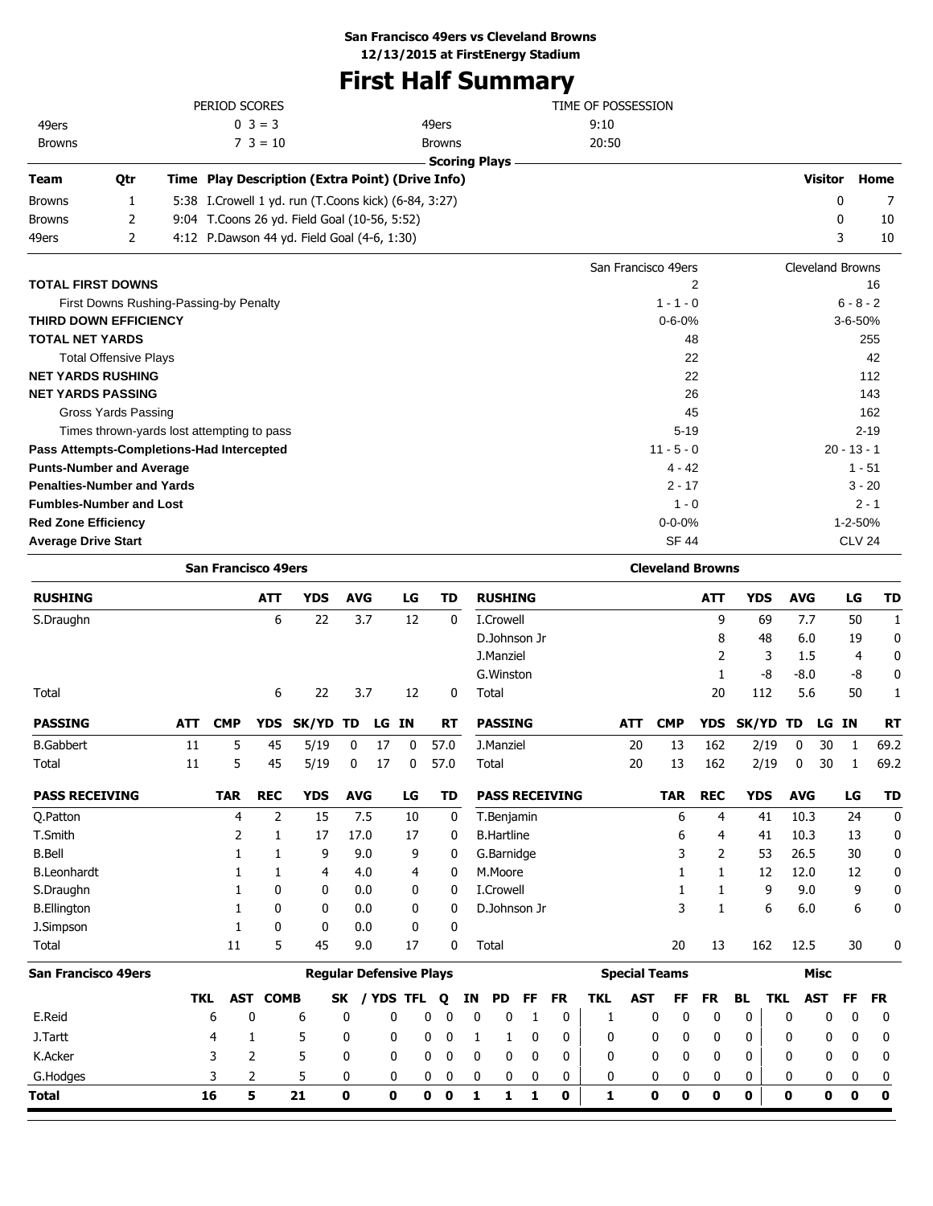**San Francisco 49ers vs Cleveland Browns**
**12/13/2015 at FirstEnergy Stadium**

# First Half Summary

| PERIOD SCORES | | | TIME OF POSSESSION | |
|---|---|---|---|---|
| 49ers | 0 3 = 3 | | 49ers | 9:10 |
| Browns | 7 3 = 10 | | Browns | 20:50 |

**Scoring Plays**

| Team | Qtr | Time | Play Description (Extra Point) (Drive Info) | Visitor | Home |
|---|---|---|---|---|---|
| Browns | 1 | 5:38 | I.Crowell 1 yd. run (T.Coons kick) (6-84, 3:27) | 0 | 7 |
| Browns | 2 | 9:04 | T.Coons 26 yd. Field Goal (10-56, 5:52) | 0 | 10 |
| 49ers | 2 | 4:12 | P.Dawson 44 yd. Field Goal (4-6, 1:30) | 3 | 10 |

| | San Francisco 49ers | Cleveland Browns |
|---|---|---|
| **TOTAL FIRST DOWNS** | 2 | 16 |
| First Downs Rushing-Passing-by Penalty | 1 - 1 - 0 | 6 - 8 - 2 |
| **THIRD DOWN EFFICIENCY** | 0-6-0% | 3-6-50% |
| **TOTAL NET YARDS** | 48 | 255 |
| Total Offensive Plays | 22 | 42 |
| **NET YARDS RUSHING** | 22 | 112 |
| **NET YARDS PASSING** | 26 | 143 |
| Gross Yards Passing | 45 | 162 |
| Times thrown-yards lost attempting to pass | 5-19 | 2-19 |
| **Pass Attempts-Completions-Had Intercepted** | 11 - 5 - 0 | 20 - 13 - 1 |
| **Punts-Number and Average** | 4 - 42 | 1 - 51 |
| **Penalties-Number and Yards** | 2 - 17 | 3 - 20 |
| **Fumbles-Number and Lost** | 1 - 0 | 2 - 1 |
| **Red Zone Efficiency** | 0-0-0% | 1-2-50% |
| **Average Drive Start** | SF 44 | CLV 24 |

## San Francisco 49ers

| RUSHING | ATT | YDS | AVG | LG | TD |
|---|---|---|---|---|---|
| S.Draughn | 6 | 22 | 3.7 | 12 | 0 |
| Total | 6 | 22 | 3.7 | 12 | 0 |

| PASSING | ATT | CMP | YDS | SK/YD | TD | LG | IN | RT |
|---|---|---|---|---|---|---|---|---|
| B.Gabbert | 11 | 5 | 45 | 5/19 | 0 | 17 | 0 | 57.0 |
| Total | 11 | 5 | 45 | 5/19 | 0 | 17 | 0 | 57.0 |

| PASS RECEIVING | TAR | REC | YDS | AVG | LG | TD |
|---|---|---|---|---|---|---|
| Q.Patton | 4 | 2 | 15 | 7.5 | 10 | 0 |
| T.Smith | 2 | 1 | 17 | 17.0 | 17 | 0 |
| B.Bell | 1 | 1 | 9 | 9.0 | 9 | 0 |
| B.Leonhardt | 1 | 1 | 4 | 4.0 | 4 | 0 |
| S.Draughn | 1 | 0 | 0 | 0.0 | 0 | 0 |
| B.Ellington | 1 | 0 | 0 | 0.0 | 0 | 0 |
| J.Simpson | 1 | 0 | 0 | 0.0 | 0 | 0 |
| Total | 11 | 5 | 45 | 9.0 | 17 | 0 |

## Cleveland Browns

| RUSHING | ATT | YDS | AVG | LG | TD |
|---|---|---|---|---|---|
| I.Crowell | 9 | 69 | 7.7 | 50 | 1 |
| D.Johnson Jr | 8 | 48 | 6.0 | 19 | 0 |
| J.Manziel | 2 | 3 | 1.5 | 4 | 0 |
| G.Winston | 1 | -8 | -8.0 | -8 | 0 |
| Total | 20 | 112 | 5.6 | 50 | 1 |

| PASSING | ATT | CMP | YDS | SK/YD | TD | LG | IN | RT |
|---|---|---|---|---|---|---|---|---|
| J.Manziel | 20 | 13 | 162 | 2/19 | 0 | 30 | 1 | 69.2 |
| Total | 20 | 13 | 162 | 2/19 | 0 | 30 | 1 | 69.2 |

| PASS RECEIVING | TAR | REC | YDS | AVG | LG | TD |
|---|---|---|---|---|---|---|
| T.Benjamin | 6 | 4 | 41 | 10.3 | 24 | 0 |
| B.Hartline | 6 | 4 | 41 | 10.3 | 13 | 0 |
| G.Barnidge | 3 | 2 | 53 | 26.5 | 30 | 0 |
| M.Moore | 1 | 1 | 12 | 12.0 | 12 | 0 |
| I.Crowell | 1 | 1 | 9 | 9.0 | 9 | 0 |
| D.Johnson Jr | 3 | 1 | 6 | 6.0 | 6 | 0 |
| Total | 20 | 13 | 162 | 12.5 | 30 | 0 |

## San Francisco 49ers

| | Regular Defensive Plays | | | | | | | | | | | | Special Teams | | | | | Misc | | | |
|---|---|---|---|---|---|---|---|---|---|---|---|---|---|---|---|---|---|---|---|---|---|
| | TKL | AST | COMB | SK | / YDS | TFL | Q | IN | PD | FF | FR | TKL | AST | FF | FR | BL | TKL | AST | FF | FR |
| E.Reid | 6 | 0 | 6 | 0 | 0 | 0 | 0 | 0 | 0 | 1 | 0 | 1 | 0 | 0 | 0 | 0 | 0 | 0 | 0 | 0 |
| J.Tartt | 4 | 1 | 5 | 0 | 0 | 0 | 0 | 1 | 1 | 0 | 0 | 0 | 0 | 0 | 0 | 0 | 0 | 0 | 0 | 0 |
| K.Acker | 3 | 2 | 5 | 0 | 0 | 0 | 0 | 0 | 0 | 0 | 0 | 0 | 0 | 0 | 0 | 0 | 0 | 0 | 0 | 0 |
| G.Hodges | 3 | 2 | 5 | 0 | 0 | 0 | 0 | 0 | 0 | 0 | 0 | 0 | 0 | 0 | 0 | 0 | 0 | 0 | 0 | 0 |
| **Total** | **16** | **5** | **21** | **0** | **0** | **0** | **0** | **1** | **1** | **1** | **0** | **1** | **0** | **0** | **0** | **0** | **0** | **0** | **0** | **0** |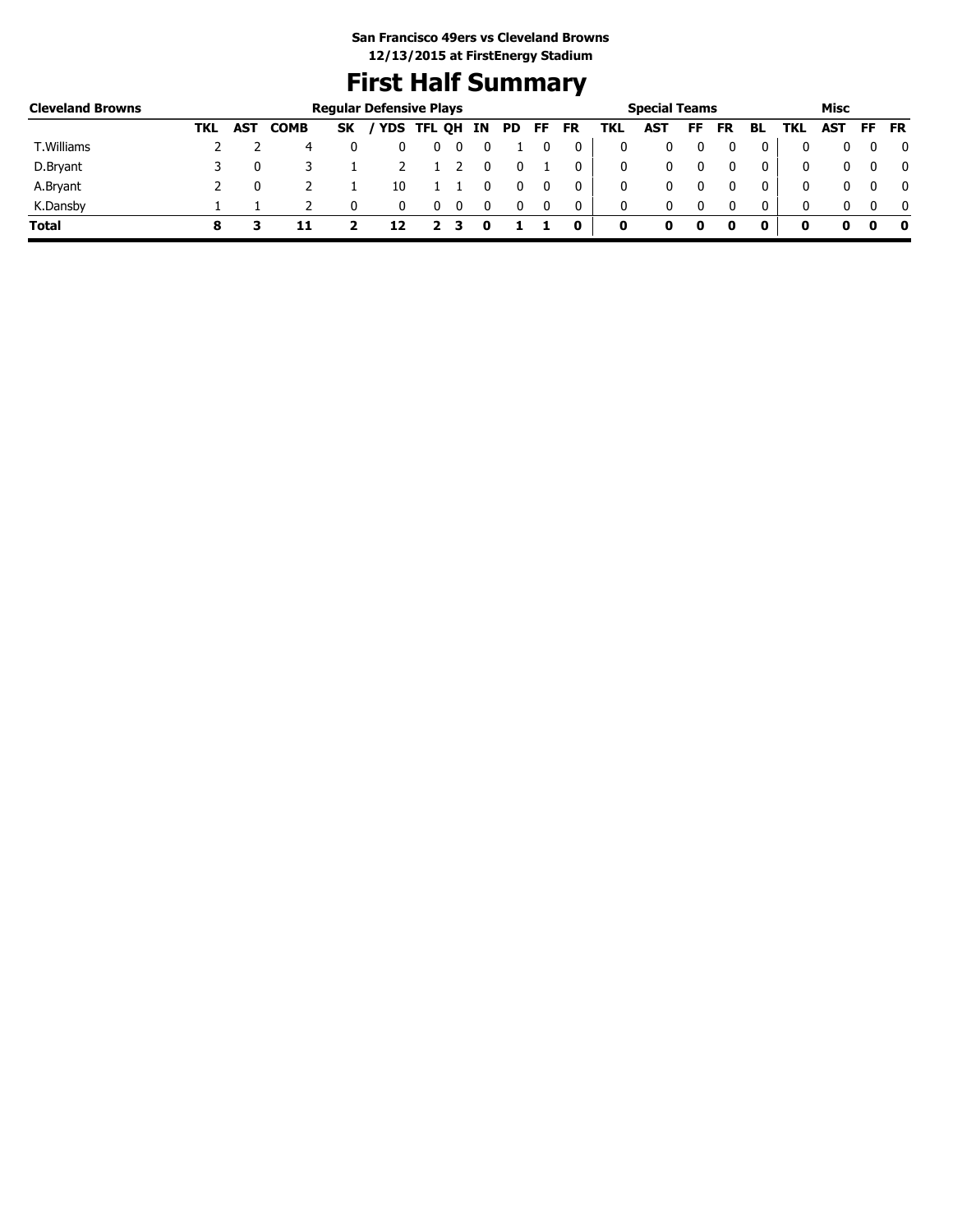**San Francisco 49ers vs Cleveland Browns**
**12/13/2015 at FirstEnergy Stadium**

# First Half Summary

| Cleveland Browns | Regular Defensive Plays | | | | | | | | | | | Special Teams | | | | | Misc | | | |
|---|---|---|---|---|---|---|---|---|---|---|---|---|---|---|---|---|---|---|---|---|
| | TKL | AST | COMB | SK | / YDS | TFL | QH | IN | PD | FF | FR | TKL | AST | FF | FR | BL | TKL | AST | FF | FR |
| T.Williams | 2 | 2 | 4 | 0 | 0 | 0 | 0 | 0 | 1 | 0 | 0 | 0 | 0 | 0 | 0 | 0 | 0 | 0 | 0 | 0 |
| D.Bryant | 3 | 0 | 3 | 1 | 2 | 1 | 2 | 0 | 0 | 1 | 0 | 0 | 0 | 0 | 0 | 0 | 0 | 0 | 0 | 0 |
| A.Bryant | 2 | 0 | 2 | 1 | 10 | 1 | 1 | 0 | 0 | 0 | 0 | 0 | 0 | 0 | 0 | 0 | 0 | 0 | 0 | 0 |
| K.Dansby | 1 | 1 | 2 | 0 | 0 | 0 | 0 | 0 | 0 | 0 | 0 | 0 | 0 | 0 | 0 | 0 | 0 | 0 | 0 | 0 |
| **Total** | **8** | **3** | **11** | **2** | **12** | **2** | **3** | **0** | **1** | **1** | **0** | **0** | **0** | **0** | **0** | **0** | **0** | **0** | **0** | **0** |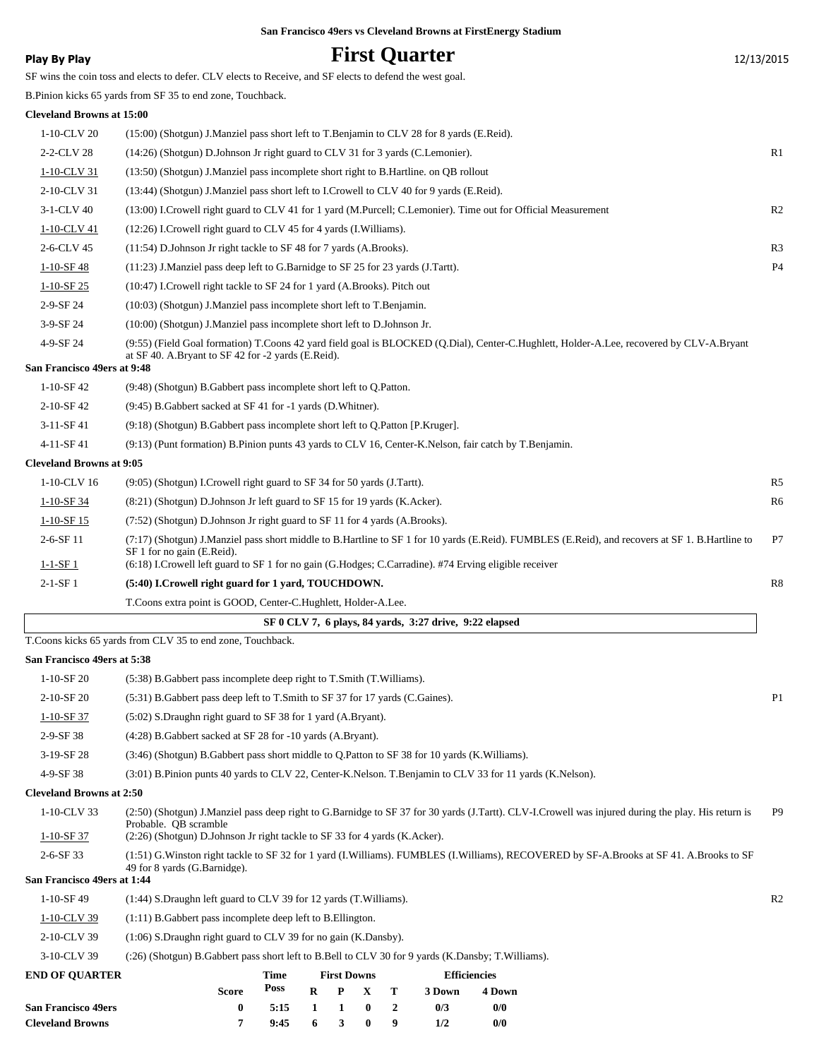San Francisco 49ers vs Cleveland Browns at FirstEnergy Stadium

**Play By Play**

# First Quarter

12/13/2015

SF wins the coin toss and elects to defer. CLV elects to Receive, and SF elects to defend the west goal.

B.Pinion kicks 65 yards from SF 35 to end zone, Touchback.

**Cleveland Browns at 15:00**

| Down | Play | |
|---|---|---|
| 1-10-CLV 20 | (15:00) (Shotgun) J.Manziel pass short left to T.Benjamin to CLV 28 for 8 yards (E.Reid). | |
| 2-2-CLV 28 | (14:26) (Shotgun) D.Johnson Jr right guard to CLV 31 for 3 yards (C.Lemonier). | R1 |
| 1-10-CLV 31 | (13:50) (Shotgun) J.Manziel pass incomplete short right to B.Hartline. on QB rollout | |
| 2-10-CLV 31 | (13:44) (Shotgun) J.Manziel pass short left to I.Crowell to CLV 40 for 9 yards (E.Reid). | |
| 3-1-CLV 40 | (13:00) I.Crowell right guard to CLV 41 for 1 yard (M.Purcell; C.Lemonier). Time out for Official Measurement | R2 |
| 1-10-CLV 41 | (12:26) I.Crowell right guard to CLV 45 for 4 yards (I.Williams). | |
| 2-6-CLV 45 | (11:54) D.Johnson Jr right tackle to SF 48 for 7 yards (A.Brooks). | R3 |
| 1-10-SF 48 | (11:23) J.Manziel pass deep left to G.Barnidge to SF 25 for 23 yards (J.Tartt). | P4 |
| 1-10-SF 25 | (10:47) I.Crowell right tackle to SF 24 for 1 yard (A.Brooks). Pitch out | |
| 2-9-SF 24 | (10:03) (Shotgun) J.Manziel pass incomplete short left to T.Benjamin. | |
| 3-9-SF 24 | (10:00) (Shotgun) J.Manziel pass incomplete short left to D.Johnson Jr. | |
| 4-9-SF 24 | (9:55) (Field Goal formation) T.Coons 42 yard field goal is BLOCKED (Q.Dial), Center-C.Hughlett, Holder-A.Lee, recovered by CLV-A.Bryant at SF 40. A.Bryant to SF 42 for -2 yards (E.Reid). | |

**San Francisco 49ers at 9:48**

| Down | Play | |
|---|---|---|
| 1-10-SF 42 | (9:48) (Shotgun) B.Gabbert pass incomplete short left to Q.Patton. | |
| 2-10-SF 42 | (9:45) B.Gabbert sacked at SF 41 for -1 yards (D.Whitner). | |
| 3-11-SF 41 | (9:18) (Shotgun) B.Gabbert pass incomplete short left to Q.Patton [P.Kruger]. | |
| 4-11-SF 41 | (9:13) (Punt formation) B.Pinion punts 43 yards to CLV 16, Center-K.Nelson, fair catch by T.Benjamin. | |

**Cleveland Browns at 9:05**

| Down | Play | |
|---|---|---|
| 1-10-CLV 16 | (9:05) (Shotgun) I.Crowell right guard to SF 34 for 50 yards (J.Tartt). | R5 |
| 1-10-SF 34 | (8:21) (Shotgun) D.Johnson Jr left guard to SF 15 for 19 yards (K.Acker). | R6 |
| 1-10-SF 15 | (7:52) (Shotgun) D.Johnson Jr right guard to SF 11 for 4 yards (A.Brooks). | |
| 2-6-SF 11 | (7:17) (Shotgun) J.Manziel pass short middle to B.Hartline to SF 1 for 10 yards (E.Reid). FUMBLES (E.Reid), and recovers at SF 1. B.Hartline to SF 1 for no gain (E.Reid). | P7 |
| 1-1-SF 1 | (6:18) I.Crowell left guard to SF 1 for no gain (G.Hodges; C.Carradine). #74 Erving eligible receiver | |
| 2-1-SF 1 | **(5:40) I.Crowell right guard for 1 yard, TOUCHDOWN.** | R8 |
| | T.Coons extra point is GOOD, Center-C.Hughlett, Holder-A.Lee. | |

**SF 0 CLV 7, 6 plays, 84 yards, 3:27 drive, 9:22 elapsed**

T.Coons kicks 65 yards from CLV 35 to end zone, Touchback.

**San Francisco 49ers at 5:38**

| Down | Play | |
|---|---|---|
| 1-10-SF 20 | (5:38) B.Gabbert pass incomplete deep right to T.Smith (T.Williams). | |
| 2-10-SF 20 | (5:31) B.Gabbert pass deep left to T.Smith to SF 37 for 17 yards (C.Gaines). | P1 |
| 1-10-SF 37 | (5:02) S.Draughn right guard to SF 38 for 1 yard (A.Bryant). | |
| 2-9-SF 38 | (4:28) B.Gabbert sacked at SF 28 for -10 yards (A.Bryant). | |
| 3-19-SF 28 | (3:46) (Shotgun) B.Gabbert pass short middle to Q.Patton to SF 38 for 10 yards (K.Williams). | |
| 4-9-SF 38 | (3:01) B.Pinion punts 40 yards to CLV 22, Center-K.Nelson. T.Benjamin to CLV 33 for 11 yards (K.Nelson). | |

**Cleveland Browns at 2:50**

| Down | Play | |
|---|---|---|
| 1-10-CLV 33 | (2:50) (Shotgun) J.Manziel pass deep right to G.Barnidge to SF 37 for 30 yards (J.Tartt). CLV-I.Crowell was injured during the play. His return is Probable. QB scramble | P9 |
| 1-10-SF 37 | (2:26) (Shotgun) D.Johnson Jr right tackle to SF 33 for 4 yards (K.Acker). | |
| 2-6-SF 33 | (1:51) G.Winston right tackle to SF 32 for 1 yard (I.Williams). FUMBLES (I.Williams), RECOVERED by SF-A.Brooks at SF 41. A.Brooks to SF 49 for 8 yards (G.Barnidge). | |

**San Francisco 49ers at 1:44**

| Down | Play | |
|---|---|---|
| 1-10-SF 49 | (1:44) S.Draughn left guard to CLV 39 for 12 yards (T.Williams). | R2 |
| 1-10-CLV 39 | (1:11) B.Gabbert pass incomplete deep left to B.Ellington. | |
| 2-10-CLV 39 | (1:06) S.Draughn right guard to CLV 39 for no gain (K.Dansby). | |
| 3-10-CLV 39 | (:26) (Shotgun) B.Gabbert pass short left to B.Bell to CLV 30 for 9 yards (K.Dansby; T.Williams). | |

**END OF QUARTER**

| | Score | Time Poss | First Downs R | P | X | T | Efficiencies 3 Down | 4 Down |
|---|---|---|---|---|---|---|---|---|
| **San Francisco 49ers** | 0 | 5:15 | 1 | 1 | 0 | 2 | 0/3 | 0/0 |
| **Cleveland Browns** | 7 | 9:45 | 6 | 3 | 0 | 9 | 1/2 | 0/0 |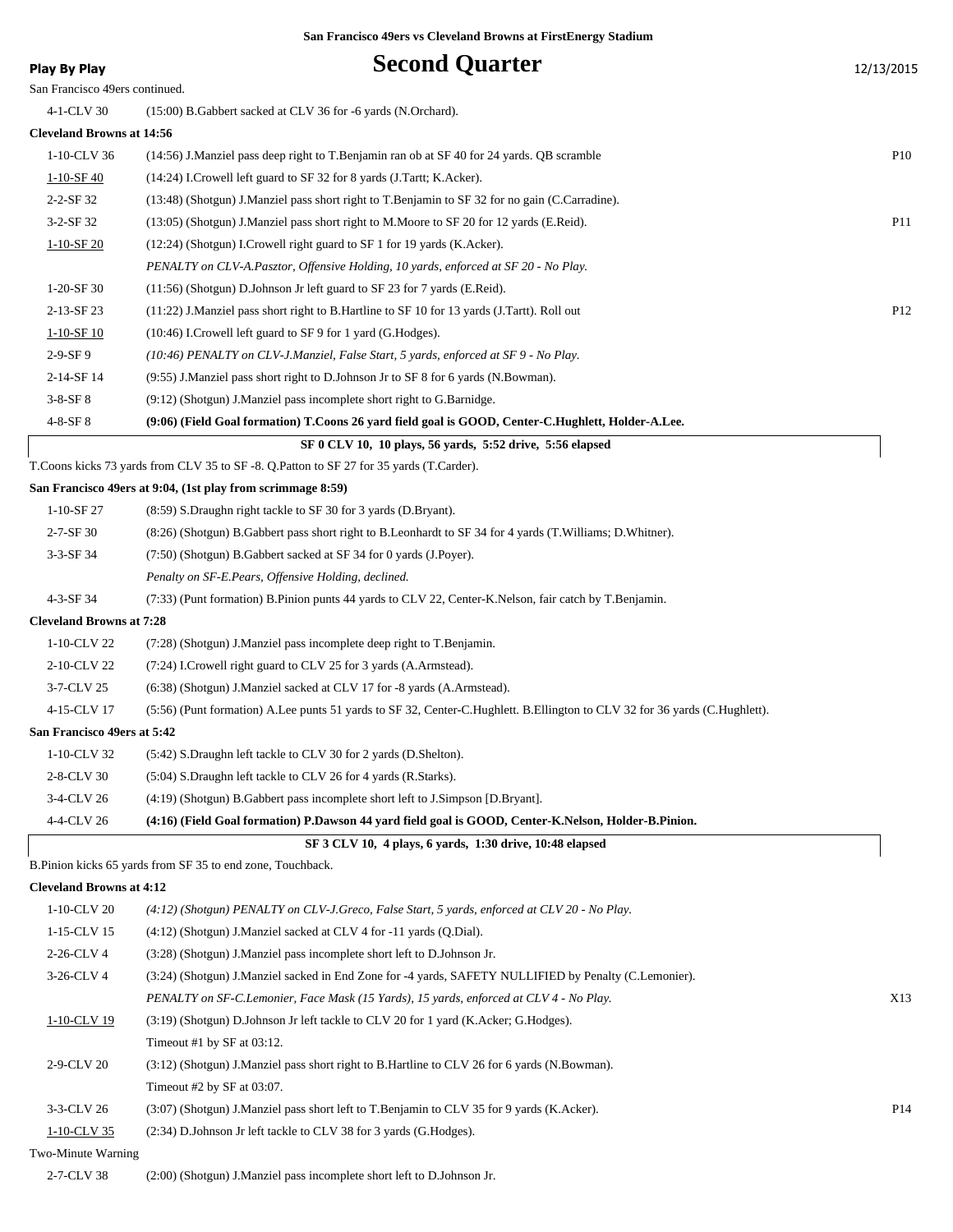San Francisco 49ers vs Cleveland Browns at FirstEnergy Stadium

**Play By Play**

# Second Quarter

12/13/2015

San Francisco 49ers continued.

| | | |
|---|---|---|
| 4-1-CLV 30 | (15:00) B.Gabbert sacked at CLV 36 for -6 yards (N.Orchard). | |
| **Cleveland Browns at 14:56** | | |
| 1-10-CLV 36 | (14:56) J.Manziel pass deep right to T.Benjamin ran ob at SF 40 for 24 yards. QB scramble | P10 |
| 1-10-SF 40 | (14:24) I.Crowell left guard to SF 32 for 8 yards (J.Tartt; K.Acker). | |
| 2-2-SF 32 | (13:48) (Shotgun) J.Manziel pass short right to T.Benjamin to SF 32 for no gain (C.Carradine). | |
| 3-2-SF 32 | (13:05) (Shotgun) J.Manziel pass short right to M.Moore to SF 20 for 12 yards (E.Reid). | P11 |
| 1-10-SF 20 | (12:24) (Shotgun) I.Crowell right guard to SF 1 for 19 yards (K.Acker). | |
| | *PENALTY on CLV-A.Pasztor, Offensive Holding, 10 yards, enforced at SF 20 - No Play.* | |
| 1-20-SF 30 | (11:56) (Shotgun) D.Johnson Jr left guard to SF 23 for 7 yards (E.Reid). | |
| 2-13-SF 23 | (11:22) J.Manziel pass short right to B.Hartline to SF 10 for 13 yards (J.Tartt). Roll out | P12 |
| 1-10-SF 10 | (10:46) I.Crowell left guard to SF 9 for 1 yard (G.Hodges). | |
| 2-9-SF 9 | *(10:46) PENALTY on CLV-J.Manziel, False Start, 5 yards, enforced at SF 9 - No Play.* | |
| 2-14-SF 14 | (9:55) J.Manziel pass short right to D.Johnson Jr to SF 8 for 6 yards (N.Bowman). | |
| 3-8-SF 8 | (9:12) (Shotgun) J.Manziel pass incomplete short right to G.Barnidge. | |
| 4-8-SF 8 | **(9:06) (Field Goal formation) T.Coons 26 yard field goal is GOOD, Center-C.Hughlett, Holder-A.Lee.** | |
| | **SF 0 CLV 10, 10 plays, 56 yards, 5:52 drive, 5:56 elapsed** | |
| T.Coons kicks 73 yards from CLV 35 to SF -8. Q.Patton to SF 27 for 35 yards (T.Carder). | | |
| **San Francisco 49ers at 9:04, (1st play from scrimmage 8:59)** | | |
| 1-10-SF 27 | (8:59) S.Draughn right tackle to SF 30 for 3 yards (D.Bryant). | |
| 2-7-SF 30 | (8:26) (Shotgun) B.Gabbert pass short right to B.Leonhardt to SF 34 for 4 yards (T.Williams; D.Whitner). | |
| 3-3-SF 34 | (7:50) (Shotgun) B.Gabbert sacked at SF 34 for 0 yards (J.Poyer). | |
| | *Penalty on SF-E.Pears, Offensive Holding, declined.* | |
| 4-3-SF 34 | (7:33) (Punt formation) B.Pinion punts 44 yards to CLV 22, Center-K.Nelson, fair catch by T.Benjamin. | |
| **Cleveland Browns at 7:28** | | |
| 1-10-CLV 22 | (7:28) (Shotgun) J.Manziel pass incomplete deep right to T.Benjamin. | |
| 2-10-CLV 22 | (7:24) I.Crowell right guard to CLV 25 for 3 yards (A.Armstead). | |
| 3-7-CLV 25 | (6:38) (Shotgun) J.Manziel sacked at CLV 17 for -8 yards (A.Armstead). | |
| 4-15-CLV 17 | (5:56) (Punt formation) A.Lee punts 51 yards to SF 32, Center-C.Hughlett. B.Ellington to CLV 32 for 36 yards (C.Hughlett). | |
| **San Francisco 49ers at 5:42** | | |
| 1-10-CLV 32 | (5:42) S.Draughn left tackle to CLV 30 for 2 yards (D.Shelton). | |
| 2-8-CLV 30 | (5:04) S.Draughn left tackle to CLV 26 for 4 yards (R.Starks). | |
| 3-4-CLV 26 | (4:19) (Shotgun) B.Gabbert pass incomplete short left to J.Simpson [D.Bryant]. | |
| 4-4-CLV 26 | **(4:16) (Field Goal formation) P.Dawson 44 yard field goal is GOOD, Center-K.Nelson, Holder-B.Pinion.** | |
| | **SF 3 CLV 10, 4 plays, 6 yards, 1:30 drive, 10:48 elapsed** | |
| B.Pinion kicks 65 yards from SF 35 to end zone, Touchback. | | |
| **Cleveland Browns at 4:12** | | |
| 1-10-CLV 20 | *(4:12) (Shotgun) PENALTY on CLV-J.Greco, False Start, 5 yards, enforced at CLV 20 - No Play.* | |
| 1-15-CLV 15 | (4:12) (Shotgun) J.Manziel sacked at CLV 4 for -11 yards (Q.Dial). | |
| 2-26-CLV 4 | (3:28) (Shotgun) J.Manziel pass incomplete short left to D.Johnson Jr. | |
| 3-26-CLV 4 | (3:24) (Shotgun) J.Manziel sacked in End Zone for -4 yards, SAFETY NULLIFIED by Penalty (C.Lemonier). | |
| | *PENALTY on SF-C.Lemonier, Face Mask (15 Yards), 15 yards, enforced at CLV 4 - No Play.* | X13 |
| 1-10-CLV 19 | (3:19) (Shotgun) D.Johnson Jr left tackle to CLV 20 for 1 yard (K.Acker; G.Hodges). | |
| | Timeout #1 by SF at 03:12. | |
| 2-9-CLV 20 | (3:12) (Shotgun) J.Manziel pass short right to B.Hartline to CLV 26 for 6 yards (N.Bowman). | |
| | Timeout #2 by SF at 03:07. | |
| 3-3-CLV 26 | (3:07) (Shotgun) J.Manziel pass short left to T.Benjamin to CLV 35 for 9 yards (K.Acker). | P14 |
| 1-10-CLV 35 | (2:34) D.Johnson Jr left tackle to CLV 38 for 3 yards (G.Hodges). | |
| Two-Minute Warning | | |
| 2-7-CLV 38 | (2:00) (Shotgun) J.Manziel pass incomplete short left to D.Johnson Jr. | |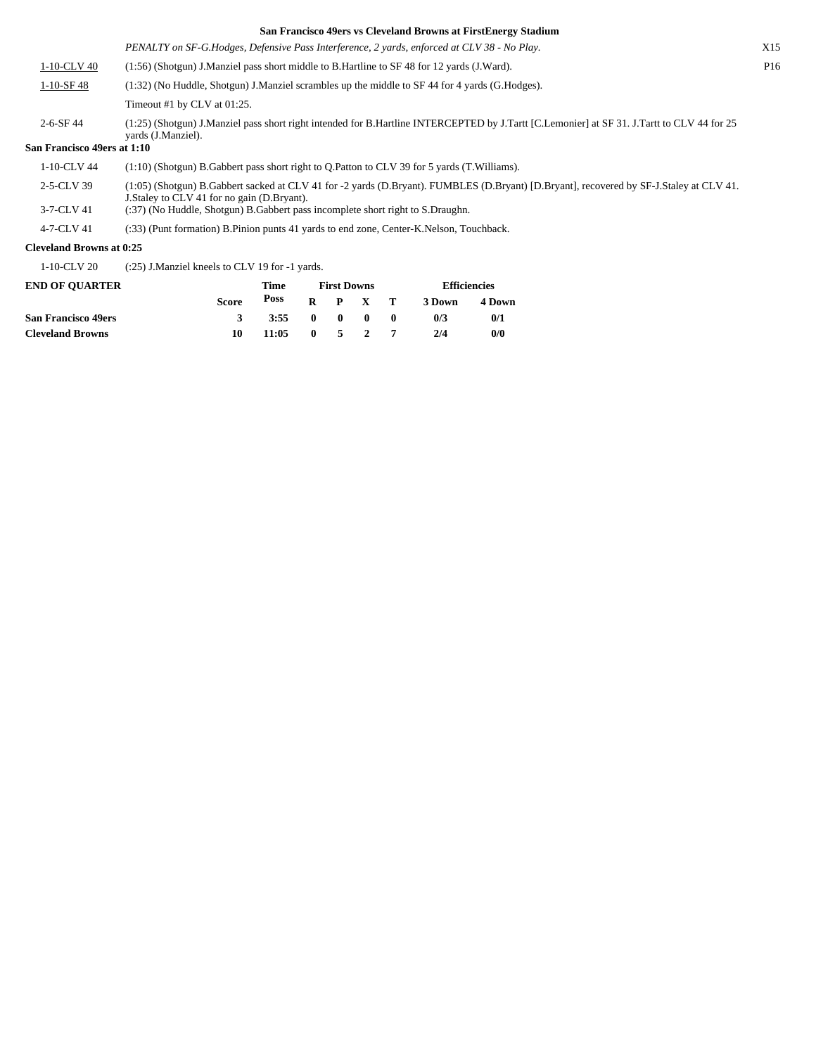**San Francisco 49ers vs Cleveland Browns at FirstEnergy Stadium**

| | | |
|---|---|---|
| | *PENALTY on SF-G.Hodges, Defensive Pass Interference, 2 yards, enforced at CLV 38 - No Play.* | X15 |
| 1-10-CLV 40 | (1:56) (Shotgun) J.Manziel pass short middle to B.Hartline to SF 48 for 12 yards (J.Ward). | P16 |
| 1-10-SF 48 | (1:32) (No Huddle, Shotgun) J.Manziel scrambles up the middle to SF 44 for 4 yards (G.Hodges). | |
| | Timeout #1 by CLV at 01:25. | |
| 2-6-SF 44 | (1:25) (Shotgun) J.Manziel pass short right intended for B.Hartline INTERCEPTED by J.Tartt [C.Lemonier] at SF 31. J.Tartt to CLV 44 for 25 yards (J.Manziel). | |

**San Francisco 49ers at 1:10**

| | |
|---|---|
| 1-10-CLV 44 | (1:10) (Shotgun) B.Gabbert pass short right to Q.Patton to CLV 39 for 5 yards (T.Williams). |
| 2-5-CLV 39 | (1:05) (Shotgun) B.Gabbert sacked at CLV 41 for -2 yards (D.Bryant). FUMBLES (D.Bryant) [D.Bryant], recovered by SF-J.Staley at CLV 41. J.Staley to CLV 41 for no gain (D.Bryant). |
| 3-7-CLV 41 | (:37) (No Huddle, Shotgun) B.Gabbert pass incomplete short right to S.Draughn. |
| 4-7-CLV 41 | (:33) (Punt formation) B.Pinion punts 41 yards to end zone, Center-K.Nelson, Touchback. |

**Cleveland Browns at 0:25**

| | |
|---|---|
| 1-10-CLV 20 | (:25) J.Manziel kneels to CLV 19 for -1 yards. |

| END OF QUARTER | Score | Time Poss | First Downs R | P | X | T | Efficiencies 3 Down | 4 Down |
|---|---|---|---|---|---|---|---|---|
| **San Francisco 49ers** | 3 | 3:55 | 0 | 0 | 0 | 0 | 0/3 | 0/1 |
| **Cleveland Browns** | 10 | 11:05 | 0 | 5 | 2 | 7 | 2/4 | 0/0 |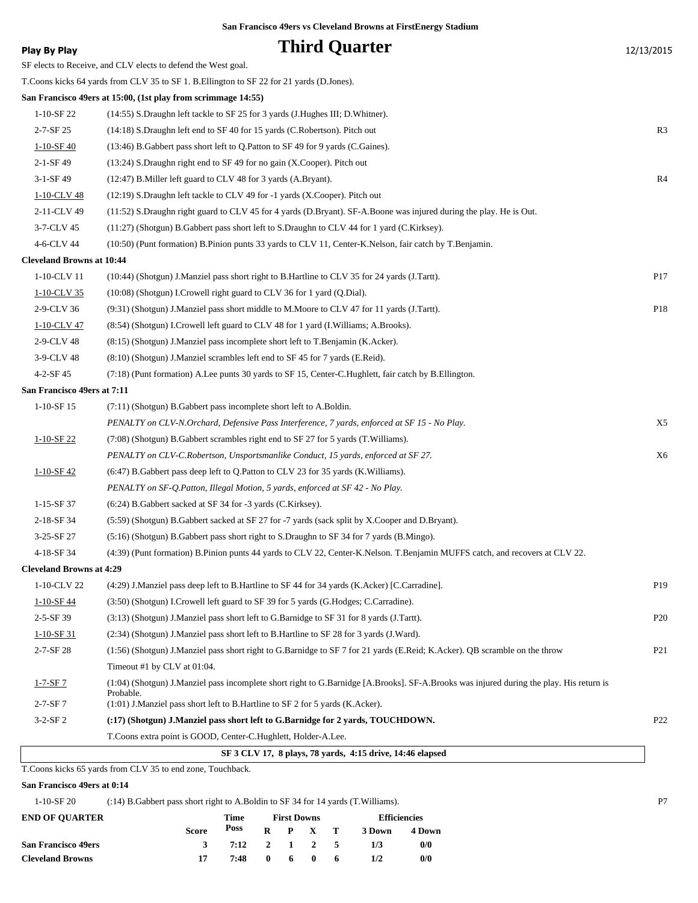San Francisco 49ers vs Cleveland Browns at FirstEnergy Stadium

**Play By Play**

# Third Quarter

12/13/2015

SF elects to Receive, and CLV elects to defend the West goal.

T.Coons kicks 64 yards from CLV 35 to SF 1. B.Ellington to SF 22 for 21 yards (D.Jones).

**San Francisco 49ers at 15:00, (1st play from scrimmage 14:55)**

| | | |
|---|---|---|
| 1-10-SF 22 | (14:55) S.Draughn left tackle to SF 25 for 3 yards (J.Hughes III; D.Whitner). | |
| 2-7-SF 25 | (14:18) S.Draughn left end to SF 40 for 15 yards (C.Robertson). Pitch out | R3 |
| 1-10-SF 40 | (13:46) B.Gabbert pass short left to Q.Patton to SF 49 for 9 yards (C.Gaines). | |
| 2-1-SF 49 | (13:24) S.Draughn right end to SF 49 for no gain (X.Cooper). Pitch out | |
| 3-1-SF 49 | (12:47) B.Miller left guard to CLV 48 for 3 yards (A.Bryant). | R4 |
| 1-10-CLV 48 | (12:19) S.Draughn left tackle to CLV 49 for -1 yards (X.Cooper). Pitch out | |
| 2-11-CLV 49 | (11:52) S.Draughn right guard to CLV 45 for 4 yards (D.Bryant). SF-A.Boone was injured during the play. He is Out. | |
| 3-7-CLV 45 | (11:27) (Shotgun) B.Gabbert pass short left to S.Draughn to CLV 44 for 1 yard (C.Kirksey). | |
| 4-6-CLV 44 | (10:50) (Punt formation) B.Pinion punts 33 yards to CLV 11, Center-K.Nelson, fair catch by T.Benjamin. | |

**Cleveland Browns at 10:44**

| | | |
|---|---|---|
| 1-10-CLV 11 | (10:44) (Shotgun) J.Manziel pass short right to B.Hartline to CLV 35 for 24 yards (J.Tartt). | P17 |
| 1-10-CLV 35 | (10:08) (Shotgun) I.Crowell right guard to CLV 36 for 1 yard (Q.Dial). | |
| 2-9-CLV 36 | (9:31) (Shotgun) J.Manziel pass short middle to M.Moore to CLV 47 for 11 yards (J.Tartt). | P18 |
| 1-10-CLV 47 | (8:54) (Shotgun) I.Crowell left guard to CLV 48 for 1 yard (I.Williams; A.Brooks). | |
| 2-9-CLV 48 | (8:15) (Shotgun) J.Manziel pass incomplete short left to T.Benjamin (K.Acker). | |
| 3-9-CLV 48 | (8:10) (Shotgun) J.Manziel scrambles left end to SF 45 for 7 yards (E.Reid). | |
| 4-2-SF 45 | (7:18) (Punt formation) A.Lee punts 30 yards to SF 15, Center-C.Hughlett, fair catch by B.Ellington. | |

**San Francisco 49ers at 7:11**

| | | |
|---|---|---|
| 1-10-SF 15 | (7:11) (Shotgun) B.Gabbert pass incomplete short left to A.Boldin. | |
| | *PENALTY on CLV-N.Orchard, Defensive Pass Interference, 7 yards, enforced at SF 15 - No Play.* | X5 |
| 1-10-SF 22 | (7:08) (Shotgun) B.Gabbert scrambles right end to SF 27 for 5 yards (T.Williams). | |
| | *PENALTY on CLV-C.Robertson, Unsportsmanlike Conduct, 15 yards, enforced at SF 27.* | X6 |
| 1-10-SF 42 | (6:47) B.Gabbert pass deep left to Q.Patton to CLV 23 for 35 yards (K.Williams). | |
| | *PENALTY on SF-Q.Patton, Illegal Motion, 5 yards, enforced at SF 42 - No Play.* | |
| 1-15-SF 37 | (6:24) B.Gabbert sacked at SF 34 for -3 yards (C.Kirksey). | |
| 2-18-SF 34 | (5:59) (Shotgun) B.Gabbert sacked at SF 27 for -7 yards (sack split by X.Cooper and D.Bryant). | |
| 3-25-SF 27 | (5:16) (Shotgun) B.Gabbert pass short right to S.Draughn to SF 34 for 7 yards (B.Mingo). | |
| 4-18-SF 34 | (4:39) (Punt formation) B.Pinion punts 44 yards to CLV 22, Center-K.Nelson. T.Benjamin MUFFS catch, and recovers at CLV 22. | |

**Cleveland Browns at 4:29**

| | | |
|---|---|---|
| 1-10-CLV 22 | (4:29) J.Manziel pass deep left to B.Hartline to SF 44 for 34 yards (K.Acker) [C.Carradine]. | P19 |
| 1-10-SF 44 | (3:50) (Shotgun) I.Crowell left guard to SF 39 for 5 yards (G.Hodges; C.Carradine). | |
| 2-5-SF 39 | (3:13) (Shotgun) J.Manziel pass short left to G.Barnidge to SF 31 for 8 yards (J.Tartt). | P20 |
| 1-10-SF 31 | (2:34) (Shotgun) J.Manziel pass short left to B.Hartline to SF 28 for 3 yards (J.Ward). | |
| 2-7-SF 28 | (1:56) (Shotgun) J.Manziel pass short right to G.Barnidge to SF 7 for 21 yards (E.Reid; K.Acker). QB scramble on the throw | P21 |
| | Timeout #1 by CLV at 01:04. | |
| 1-7-SF 7 | (1:04) (Shotgun) J.Manziel pass incomplete short right to G.Barnidge [A.Brooks]. SF-A.Brooks was injured during the play. His return is Probable. | |
| 2-7-SF 7 | (1:01) J.Manziel pass short left to B.Hartline to SF 2 for 5 yards (K.Acker). | |
| 3-2-SF 2 | **(:17) (Shotgun) J.Manziel pass short left to G.Barnidge for 2 yards, TOUCHDOWN.** | P22 |
| | T.Coons extra point is GOOD, Center-C.Hughlett, Holder-A.Lee. | |

**SF 3 CLV 17, 8 plays, 78 yards, 4:15 drive, 14:46 elapsed**

T.Coons kicks 65 yards from CLV 35 to end zone, Touchback.

**San Francisco 49ers at 0:14**

| | | |
|---|---|---|
| 1-10-SF 20 | (:14) B.Gabbert pass short right to A.Boldin to SF 34 for 14 yards (T.Williams). | P7 |

| END OF QUARTER | Score | Time Poss | R | P | X | T | 3 Down | 4 Down |
|---|---|---|---|---|---|---|---|---|
| San Francisco 49ers | 3 | 7:12 | 2 | 1 | 2 | 5 | 1/3 | 0/0 |
| Cleveland Browns | 17 | 7:48 | 0 | 6 | 0 | 6 | 1/2 | 0/0 |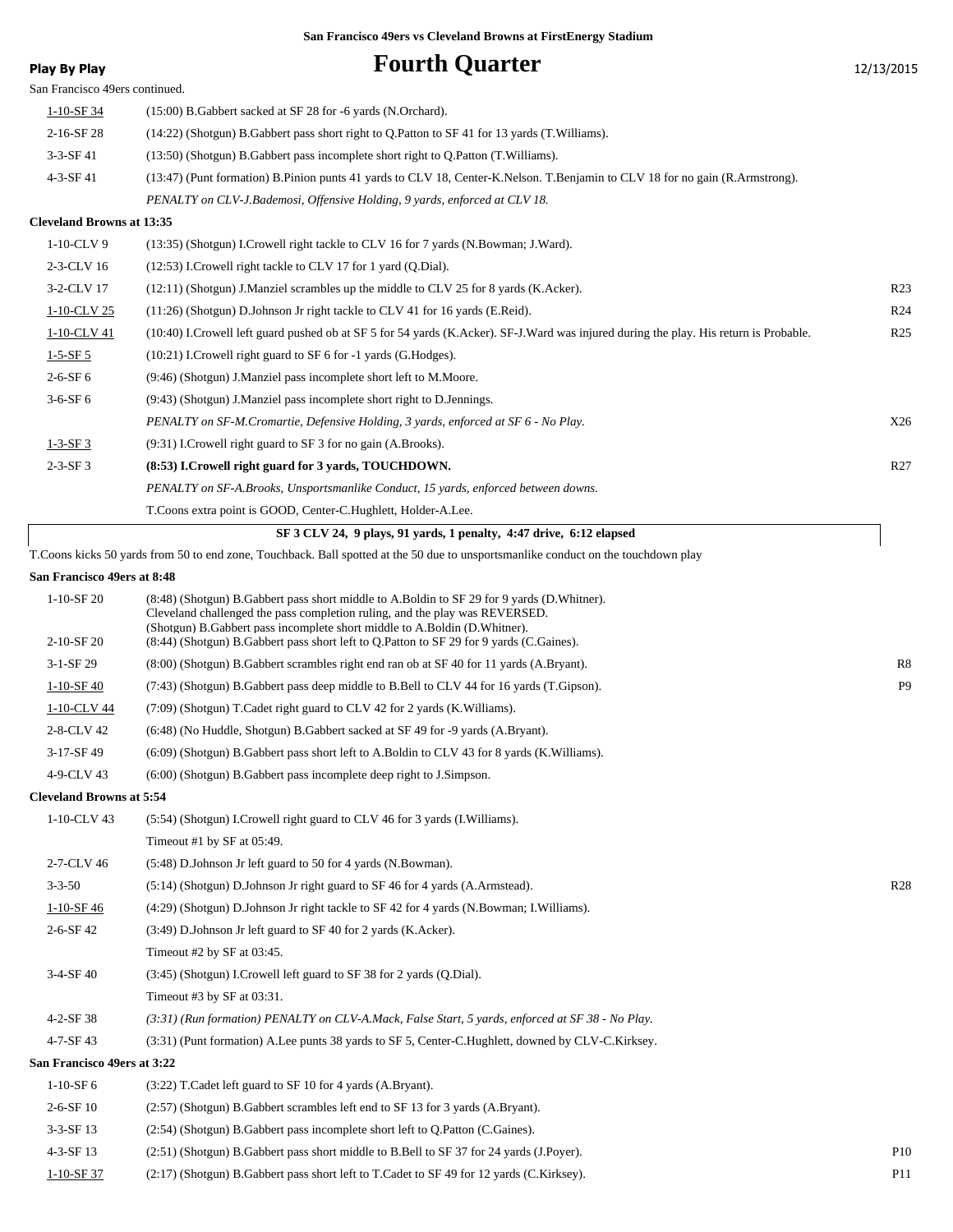San Francisco 49ers vs Cleveland Browns at FirstEnergy Stadium

# Fourth Quarter

Play By Play — 12/13/2015

San Francisco 49ers continued.

| Down | Play | |
|---|---|---|
| 1-10-SF 34 | (15:00) B.Gabbert sacked at SF 28 for -6 yards (N.Orchard). | |
| 2-16-SF 28 | (14:22) (Shotgun) B.Gabbert pass short right to Q.Patton to SF 41 for 13 yards (T.Williams). | |
| 3-3-SF 41 | (13:50) (Shotgun) B.Gabbert pass incomplete short right to Q.Patton (T.Williams). | |
| 4-3-SF 41 | (13:47) (Punt formation) B.Pinion punts 41 yards to CLV 18, Center-K.Nelson. T.Benjamin to CLV 18 for no gain (R.Armstrong). | |
| | *PENALTY on CLV-J.Bademosi, Offensive Holding, 9 yards, enforced at CLV 18.* | |

**Cleveland Browns at 13:35**

| Down | Play | |
|---|---|---|
| 1-10-CLV 9 | (13:35) (Shotgun) I.Crowell right tackle to CLV 16 for 7 yards (N.Bowman; J.Ward). | |
| 2-3-CLV 16 | (12:53) I.Crowell right tackle to CLV 17 for 1 yard (Q.Dial). | |
| 3-2-CLV 17 | (12:11) (Shotgun) J.Manziel scrambles up the middle to CLV 25 for 8 yards (K.Acker). | R23 |
| 1-10-CLV 25 | (11:26) (Shotgun) D.Johnson Jr right tackle to CLV 41 for 16 yards (E.Reid). | R24 |
| 1-10-CLV 41 | (10:40) I.Crowell left guard pushed ob at SF 5 for 54 yards (K.Acker). SF-J.Ward was injured during the play. His return is Probable. | R25 |
| 1-5-SF 5 | (10:21) I.Crowell right guard to SF 6 for -1 yards (G.Hodges). | |
| 2-6-SF 6 | (9:46) (Shotgun) J.Manziel pass incomplete short left to M.Moore. | |
| 3-6-SF 6 | (9:43) (Shotgun) J.Manziel pass incomplete short right to D.Jennings. | |
| | *PENALTY on SF-M.Cromartie, Defensive Holding, 3 yards, enforced at SF 6 - No Play.* | X26 |
| 1-3-SF 3 | (9:31) I.Crowell right guard to SF 3 for no gain (A.Brooks). | |
| 2-3-SF 3 | **(8:53) I.Crowell right guard for 3 yards, TOUCHDOWN.** | R27 |
| | *PENALTY on SF-A.Brooks, Unsportsmanlike Conduct, 15 yards, enforced between downs.* | |
| | T.Coons extra point is GOOD, Center-C.Hughlett, Holder-A.Lee. | |

**SF 3 CLV 24, 9 plays, 91 yards, 1 penalty, 4:47 drive, 6:12 elapsed**

T.Coons kicks 50 yards from 50 to end zone, Touchback. Ball spotted at the 50 due to unsportsmanlike conduct on the touchdown play

**San Francisco 49ers at 8:48**

| Down | Play | |
|---|---|---|
| 1-10-SF 20 | (8:48) (Shotgun) B.Gabbert pass short middle to A.Boldin to SF 29 for 9 yards (D.Whitner). Cleveland challenged the pass completion ruling, and the play was REVERSED. (Shotgun) B.Gabbert pass incomplete short middle to A.Boldin (D.Whitner). | |
| 2-10-SF 20 | (8:44) (Shotgun) B.Gabbert pass short left to Q.Patton to SF 29 for 9 yards (C.Gaines). | |
| 3-1-SF 29 | (8:00) (Shotgun) B.Gabbert scrambles right end ran ob at SF 40 for 11 yards (A.Bryant). | R8 |
| 1-10-SF 40 | (7:43) (Shotgun) B.Gabbert pass deep middle to B.Bell to CLV 44 for 16 yards (T.Gipson). | P9 |
| 1-10-CLV 44 | (7:09) (Shotgun) T.Cadet right guard to CLV 42 for 2 yards (K.Williams). | |
| 2-8-CLV 42 | (6:48) (No Huddle, Shotgun) B.Gabbert sacked at SF 49 for -9 yards (A.Bryant). | |
| 3-17-SF 49 | (6:09) (Shotgun) B.Gabbert pass short left to A.Boldin to CLV 43 for 8 yards (K.Williams). | |
| 4-9-CLV 43 | (6:00) (Shotgun) B.Gabbert pass incomplete deep right to J.Simpson. | |

**Cleveland Browns at 5:54**

| Down | Play | |
|---|---|---|
| 1-10-CLV 43 | (5:54) (Shotgun) I.Crowell right guard to CLV 46 for 3 yards (I.Williams). | |
| | Timeout #1 by SF at 05:49. | |
| 2-7-CLV 46 | (5:48) D.Johnson Jr left guard to 50 for 4 yards (N.Bowman). | |
| 3-3-50 | (5:14) (Shotgun) D.Johnson Jr right guard to SF 46 for 4 yards (A.Armstead). | R28 |
| 1-10-SF 46 | (4:29) (Shotgun) D.Johnson Jr right tackle to SF 42 for 4 yards (N.Bowman; I.Williams). | |
| 2-6-SF 42 | (3:49) D.Johnson Jr left guard to SF 40 for 2 yards (K.Acker). | |
| | Timeout #2 by SF at 03:45. | |
| 3-4-SF 40 | (3:45) (Shotgun) I.Crowell left guard to SF 38 for 2 yards (Q.Dial). | |
| | Timeout #3 by SF at 03:31. | |
| 4-2-SF 38 | *(3:31) (Run formation) PENALTY on CLV-A.Mack, False Start, 5 yards, enforced at SF 38 - No Play.* | |
| 4-7-SF 43 | (3:31) (Punt formation) A.Lee punts 38 yards to SF 5, Center-C.Hughlett, downed by CLV-C.Kirksey. | |

**San Francisco 49ers at 3:22**

| Down | Play | |
|---|---|---|
| 1-10-SF 6 | (3:22) T.Cadet left guard to SF 10 for 4 yards (A.Bryant). | |
| 2-6-SF 10 | (2:57) (Shotgun) B.Gabbert scrambles left end to SF 13 for 3 yards (A.Bryant). | |
| 3-3-SF 13 | (2:54) (Shotgun) B.Gabbert pass incomplete short left to Q.Patton (C.Gaines). | |
| 4-3-SF 13 | (2:51) (Shotgun) B.Gabbert pass short middle to B.Bell to SF 37 for 24 yards (J.Poyer). | P10 |
| 1-10-SF 37 | (2:17) (Shotgun) B.Gabbert pass short left to T.Cadet to SF 49 for 12 yards (C.Kirksey). | P11 |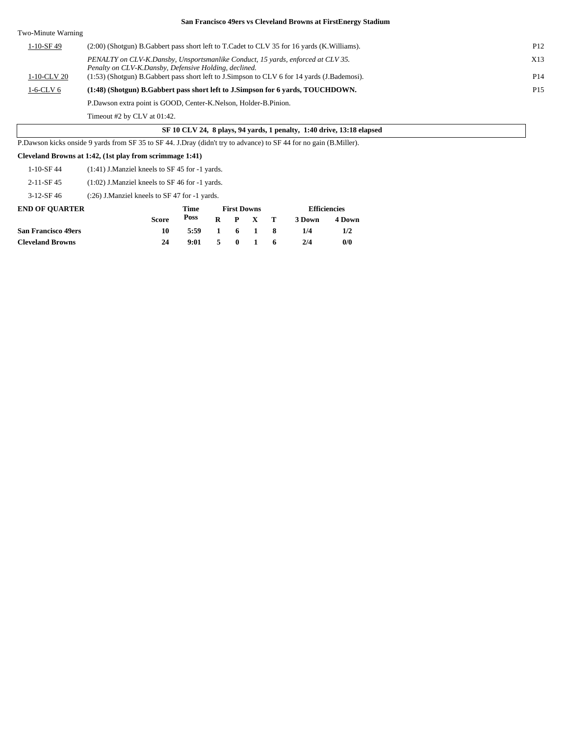### San Francisco 49ers vs Cleveland Browns at FirstEnergy Stadium

Two-Minute Warning

| | | |
|---|---|---|
| 1-10-SF 49 | (2:00) (Shotgun) B.Gabbert pass short left to T.Cadet to CLV 35 for 16 yards (K.Williams). | P12 |
| | *PENALTY on CLV-K.Dansby, Unsportsmanlike Conduct, 15 yards, enforced at CLV 35. Penalty on CLV-K.Dansby, Defensive Holding, declined.* | X13 |
| 1-10-CLV 20 | (1:53) (Shotgun) B.Gabbert pass short left to J.Simpson to CLV 6 for 14 yards (J.Bademosi). | P14 |
| 1-6-CLV 6 | **(1:48) (Shotgun) B.Gabbert pass short left to J.Simpson for 6 yards, TOUCHDOWN.** | P15 |
| | P.Dawson extra point is GOOD, Center-K.Nelson, Holder-B.Pinion. | |
| | Timeout #2 by CLV at 01:42. | |

**SF 10 CLV 24, 8 plays, 94 yards, 1 penalty, 1:40 drive, 13:18 elapsed**

P.Dawson kicks onside 9 yards from SF 35 to SF 44. J.Dray (didn't try to advance) to SF 44 for no gain (B.Miller).

**Cleveland Browns at 1:42, (1st play from scrimmage 1:41)**

| | |
|---|---|
| 1-10-SF 44 | (1:41) J.Manziel kneels to SF 45 for -1 yards. |
| 2-11-SF 45 | (1:02) J.Manziel kneels to SF 46 for -1 yards. |
| 3-12-SF 46 | (:26) J.Manziel kneels to SF 47 for -1 yards. |

| END OF QUARTER | Score | Time Poss | First Downs R | P | X | T | Efficiencies 3 Down | 4 Down |
|---|---|---|---|---|---|---|---|---|
| **San Francisco 49ers** | **10** | **5:59** | **1** | **6** | **1** | **8** | **1/4** | **1/2** |
| **Cleveland Browns** | **24** | **9:01** | **5** | **0** | **1** | **6** | **2/4** | **0/0** |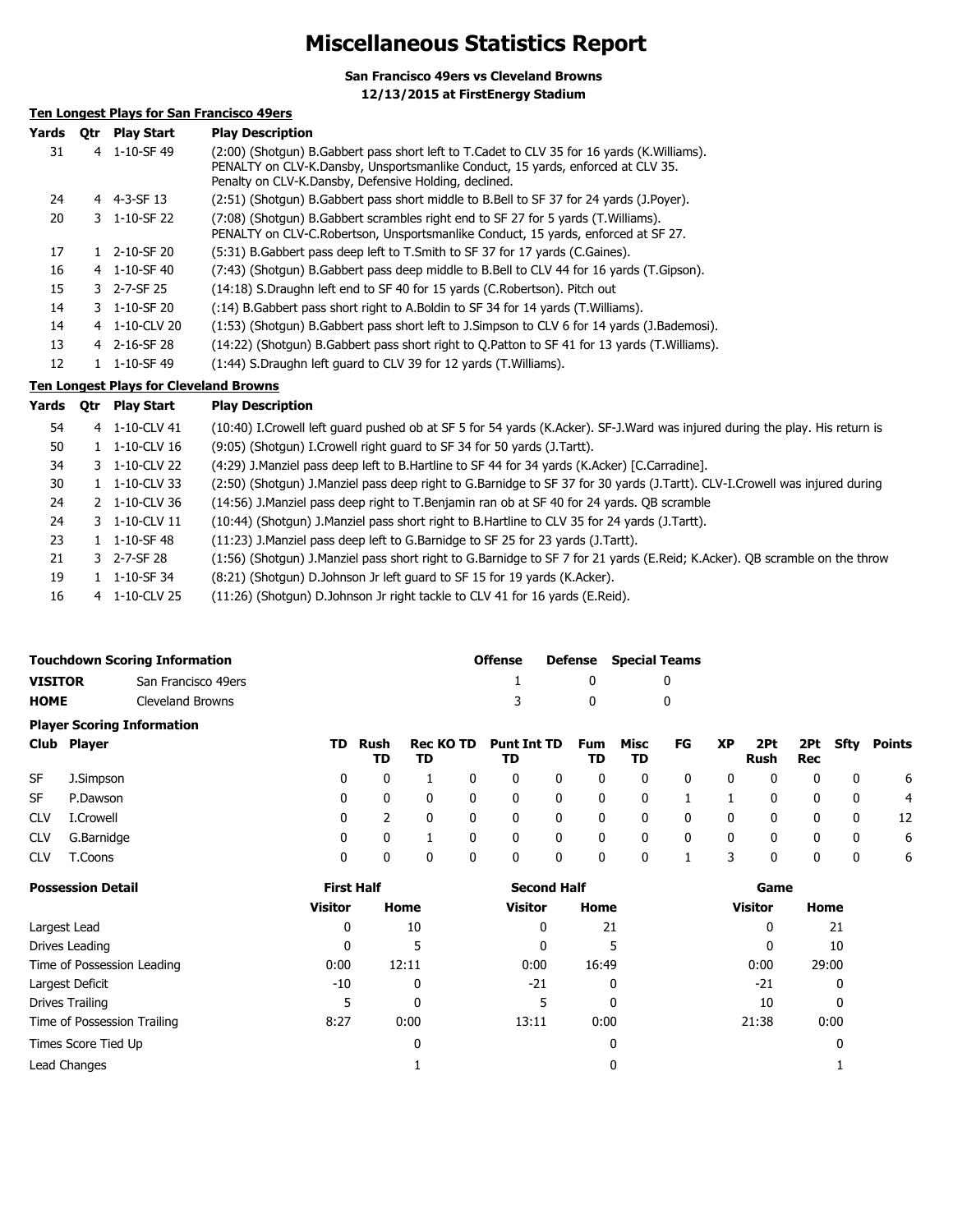# Miscellaneous Statistics Report

**San Francisco 49ers vs Cleveland Browns**
**12/13/2015 at FirstEnergy Stadium**

## Ten Longest Plays for San Francisco 49ers

| Yards | Qtr | Play Start | Play Description |
|---|---|---|---|
| 31 | 4 | 1-10-SF 49 | (2:00) (Shotgun) B.Gabbert pass short left to T.Cadet to CLV 35 for 16 yards (K.Williams). PENALTY on CLV-K.Dansby, Unsportsmanlike Conduct, 15 yards, enforced at CLV 35. Penalty on CLV-K.Dansby, Defensive Holding, declined. |
| 24 | 4 | 4-3-SF 13 | (2:51) (Shotgun) B.Gabbert pass short middle to B.Bell to SF 37 for 24 yards (J.Poyer). |
| 20 | 3 | 1-10-SF 22 | (7:08) (Shotgun) B.Gabbert scrambles right end to SF 27 for 5 yards (T.Williams). PENALTY on CLV-C.Robertson, Unsportsmanlike Conduct, 15 yards, enforced at SF 27. |
| 17 | 1 | 2-10-SF 20 | (5:31) B.Gabbert pass deep left to T.Smith to SF 37 for 17 yards (C.Gaines). |
| 16 | 4 | 1-10-SF 40 | (7:43) (Shotgun) B.Gabbert pass deep middle to B.Bell to CLV 44 for 16 yards (T.Gipson). |
| 15 | 3 | 2-7-SF 25 | (14:18) S.Draughn left end to SF 40 for 15 yards (C.Robertson). Pitch out |
| 14 | 3 | 1-10-SF 20 | (:14) B.Gabbert pass short right to A.Boldin to SF 34 for 14 yards (T.Williams). |
| 14 | 4 | 1-10-CLV 20 | (1:53) (Shotgun) B.Gabbert pass short left to J.Simpson to CLV 6 for 14 yards (J.Bademosi). |
| 13 | 4 | 2-16-SF 28 | (14:22) (Shotgun) B.Gabbert pass short right to Q.Patton to SF 41 for 13 yards (T.Williams). |
| 12 | 1 | 1-10-SF 49 | (1:44) S.Draughn left guard to CLV 39 for 12 yards (T.Williams). |

## Ten Longest Plays for Cleveland Browns

| Yards | Qtr | Play Start | Play Description |
|---|---|---|---|
| 54 | 4 | 1-10-CLV 41 | (10:40) I.Crowell left guard pushed ob at SF 5 for 54 yards (K.Acker). SF-J.Ward was injured during the play. His return is |
| 50 | 1 | 1-10-CLV 16 | (9:05) (Shotgun) I.Crowell right guard to SF 34 for 50 yards (J.Tartt). |
| 34 | 3 | 1-10-CLV 22 | (4:29) J.Manziel pass deep left to B.Hartline to SF 44 for 34 yards (K.Acker) [C.Carradine]. |
| 30 | 1 | 1-10-CLV 33 | (2:50) (Shotgun) J.Manziel pass deep right to G.Barnidge to SF 37 for 30 yards (J.Tartt). CLV-I.Crowell was injured during |
| 24 | 2 | 1-10-CLV 36 | (14:56) J.Manziel pass deep right to T.Benjamin ran ob at SF 40 for 24 yards. QB scramble |
| 24 | 3 | 1-10-CLV 11 | (10:44) (Shotgun) J.Manziel pass short right to B.Hartline to CLV 35 for 24 yards (J.Tartt). |
| 23 | 1 | 1-10-SF 48 | (11:23) J.Manziel pass deep left to G.Barnidge to SF 25 for 23 yards (J.Tartt). |
| 21 | 3 | 2-7-SF 28 | (1:56) (Shotgun) J.Manziel pass short right to G.Barnidge to SF 7 for 21 yards (E.Reid; K.Acker). QB scramble on the throw |
| 19 | 1 | 1-10-SF 34 | (8:21) (Shotgun) D.Johnson Jr left guard to SF 15 for 19 yards (K.Acker). |
| 16 | 4 | 1-10-CLV 25 | (11:26) (Shotgun) D.Johnson Jr right tackle to CLV 41 for 16 yards (E.Reid). |

## Touchdown Scoring Information

| | | Offense | Defense | Special Teams |
|---|---|---|---|---|
| **VISITOR** | San Francisco 49ers | 1 | 0 | 0 |
| **HOME** | Cleveland Browns | 3 | 0 | 0 |

## Player Scoring Information

| Club | Player | TD | Rush TD | Rec TD | KO TD | Punt TD | Int TD | Fum TD | Misc TD | FG | XP | 2Pt Rush | 2Pt Rec | Sfty | Points |
|---|---|---|---|---|---|---|---|---|---|---|---|---|---|---|---|
| SF | J.Simpson | 0 | 0 | 1 | 0 | 0 | 0 | 0 | 0 | 0 | 0 | 0 | 0 | 0 | 6 |
| SF | P.Dawson | 0 | 0 | 0 | 0 | 0 | 0 | 0 | 0 | 1 | 1 | 0 | 0 | 0 | 4 |
| CLV | I.Crowell | 0 | 2 | 0 | 0 | 0 | 0 | 0 | 0 | 0 | 0 | 0 | 0 | 0 | 12 |
| CLV | G.Barnidge | 0 | 0 | 1 | 0 | 0 | 0 | 0 | 0 | 0 | 0 | 0 | 0 | 0 | 6 |
| CLV | T.Coons | 0 | 0 | 0 | 0 | 0 | 0 | 0 | 0 | 1 | 3 | 0 | 0 | 0 | 6 |

## Possession Detail

| | First Half | | Second Half | | Game | |
|---|---|---|---|---|---|---|
| | Visitor | Home | Visitor | Home | Visitor | Home |
| Largest Lead | 0 | 10 | 0 | 21 | 0 | 21 |
| Drives Leading | 0 | 5 | 0 | 5 | 0 | 10 |
| Time of Possession Leading | 0:00 | 12:11 | 0:00 | 16:49 | 0:00 | 29:00 |
| Largest Deficit | -10 | 0 | -21 | 0 | -21 | 0 |
| Drives Trailing | 5 | 0 | 5 | 0 | 10 | 0 |
| Time of Possession Trailing | 8:27 | 0:00 | 13:11 | 0:00 | 21:38 | 0:00 |
| Times Score Tied Up | | 0 | | 0 | | 0 |
| Lead Changes | | 1 | | 0 | | 1 |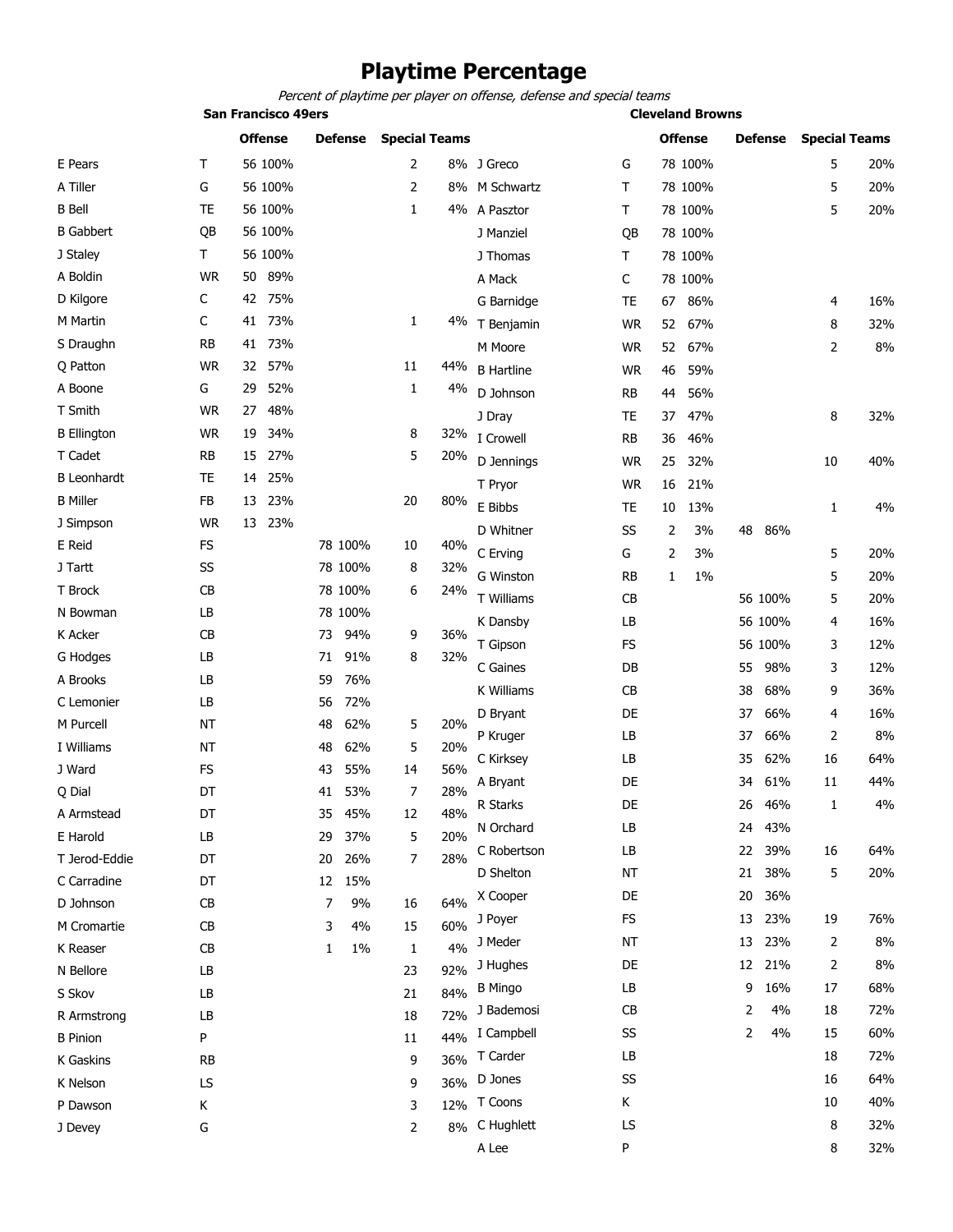# Playtime Percentage

*Percent of playtime per player on offense, defense and special teams*

**San Francisco 49ers**

| Player | Pos | Offense | | Defense | | Special Teams | |
|---|---|---|---|---|---|---|---|
| E Pears | T | 56 | 100% | | | 2 | 8% |
| A Tiller | G | 56 | 100% | | | 2 | 8% |
| B Bell | TE | 56 | 100% | | | 1 | 4% |
| B Gabbert | QB | 56 | 100% | | | | |
| J Staley | T | 56 | 100% | | | | |
| A Boldin | WR | 50 | 89% | | | | |
| D Kilgore | C | 42 | 75% | | | | |
| M Martin | C | 41 | 73% | | | 1 | 4% |
| S Draughn | RB | 41 | 73% | | | | |
| Q Patton | WR | 32 | 57% | | | 11 | 44% |
| A Boone | G | 29 | 52% | | | 1 | 4% |
| T Smith | WR | 27 | 48% | | | | |
| B Ellington | WR | 19 | 34% | | | 8 | 32% |
| T Cadet | RB | 15 | 27% | | | 5 | 20% |
| B Leonhardt | TE | 14 | 25% | | | | |
| B Miller | FB | 13 | 23% | | | 20 | 80% |
| J Simpson | WR | 13 | 23% | | | | |
| E Reid | FS | | | 78 | 100% | 10 | 40% |
| J Tartt | SS | | | 78 | 100% | 8 | 32% |
| T Brock | CB | | | 78 | 100% | 6 | 24% |
| N Bowman | LB | | | 78 | 100% | | |
| K Acker | CB | | | 73 | 94% | 9 | 36% |
| G Hodges | LB | | | 71 | 91% | 8 | 32% |
| A Brooks | LB | | | 59 | 76% | | |
| C Lemonier | LB | | | 56 | 72% | | |
| M Purcell | NT | | | 48 | 62% | 5 | 20% |
| I Williams | NT | | | 48 | 62% | 5 | 20% |
| J Ward | FS | | | 43 | 55% | 14 | 56% |
| Q Dial | DT | | | 41 | 53% | 7 | 28% |
| A Armstead | DT | | | 35 | 45% | 12 | 48% |
| E Harold | LB | | | 29 | 37% | 5 | 20% |
| T Jerod-Eddie | DT | | | 20 | 26% | 7 | 28% |
| C Carradine | DT | | | 12 | 15% | | |
| D Johnson | CB | | | 7 | 9% | 16 | 64% |
| M Cromartie | CB | | | 3 | 4% | 15 | 60% |
| K Reaser | CB | | | 1 | 1% | 1 | 4% |
| N Bellore | LB | | | | | 23 | 92% |
| S Skov | LB | | | | | 21 | 84% |
| R Armstrong | LB | | | | | 18 | 72% |
| B Pinion | P | | | | | 11 | 44% |
| K Gaskins | RB | | | | | 9 | 36% |
| K Nelson | LS | | | | | 9 | 36% |
| P Dawson | K | | | | | 3 | 12% |
| J Devey | G | | | | | 2 | 8% |

**Cleveland Browns**

| Player | Pos | Offense | | Defense | | Special Teams | |
|---|---|---|---|---|---|---|---|
| J Greco | G | 78 | 100% | | | 5 | 20% |
| M Schwartz | T | 78 | 100% | | | 5 | 20% |
| A Pasztor | T | 78 | 100% | | | 5 | 20% |
| J Manziel | QB | 78 | 100% | | | | |
| J Thomas | T | 78 | 100% | | | | |
| A Mack | C | 78 | 100% | | | | |
| G Barnidge | TE | 67 | 86% | | | 4 | 16% |
| T Benjamin | WR | 52 | 67% | | | 8 | 32% |
| M Moore | WR | 52 | 67% | | | 2 | 8% |
| B Hartline | WR | 46 | 59% | | | | |
| D Johnson | RB | 44 | 56% | | | | |
| J Dray | TE | 37 | 47% | | | 8 | 32% |
| I Crowell | RB | 36 | 46% | | | | |
| D Jennings | WR | 25 | 32% | | | 10 | 40% |
| T Pryor | WR | 16 | 21% | | | | |
| E Bibbs | TE | 10 | 13% | | | 1 | 4% |
| D Whitner | SS | 2 | 3% | 48 | 86% | | |
| C Erving | G | 2 | 3% | | | 5 | 20% |
| G Winston | RB | 1 | 1% | | | 5 | 20% |
| T Williams | CB | | | 56 | 100% | 5 | 20% |
| K Dansby | LB | | | 56 | 100% | 4 | 16% |
| T Gipson | FS | | | 56 | 100% | 3 | 12% |
| C Gaines | DB | | | 55 | 98% | 3 | 12% |
| K Williams | CB | | | 38 | 68% | 9 | 36% |
| D Bryant | DE | | | 37 | 66% | 4 | 16% |
| P Kruger | LB | | | 37 | 66% | 2 | 8% |
| C Kirksey | LB | | | 35 | 62% | 16 | 64% |
| A Bryant | DE | | | 34 | 61% | 11 | 44% |
| R Starks | DE | | | 26 | 46% | 1 | 4% |
| N Orchard | LB | | | 24 | 43% | | |
| C Robertson | LB | | | 22 | 39% | 16 | 64% |
| D Shelton | NT | | | 21 | 38% | 5 | 20% |
| X Cooper | DE | | | 20 | 36% | | |
| J Poyer | FS | | | 13 | 23% | 19 | 76% |
| J Meder | NT | | | 13 | 23% | 2 | 8% |
| J Hughes | DE | | | 12 | 21% | 2 | 8% |
| B Mingo | LB | | | 9 | 16% | 17 | 68% |
| J Bademosi | CB | | | 2 | 4% | 18 | 72% |
| I Campbell | SS | | | 2 | 4% | 15 | 60% |
| T Carder | LB | | | | | 18 | 72% |
| D Jones | SS | | | | | 16 | 64% |
| T Coons | K | | | | | 10 | 40% |
| C Hughlett | LS | | | | | 8 | 32% |
| A Lee | P | | | | | 8 | 32% |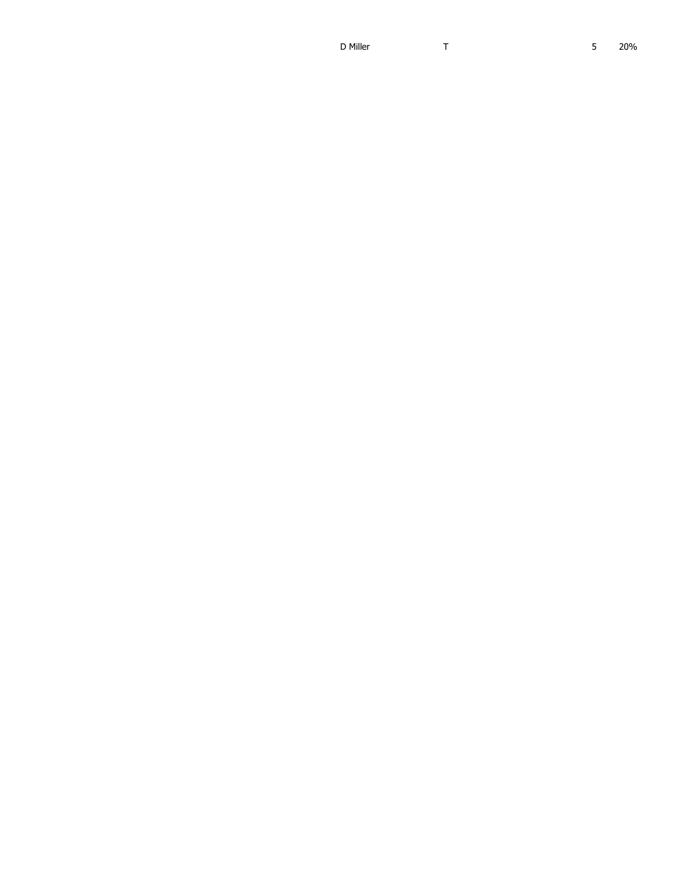| | | | |
|---|---|---|---|
| D Miller | T | 5 | 20% |